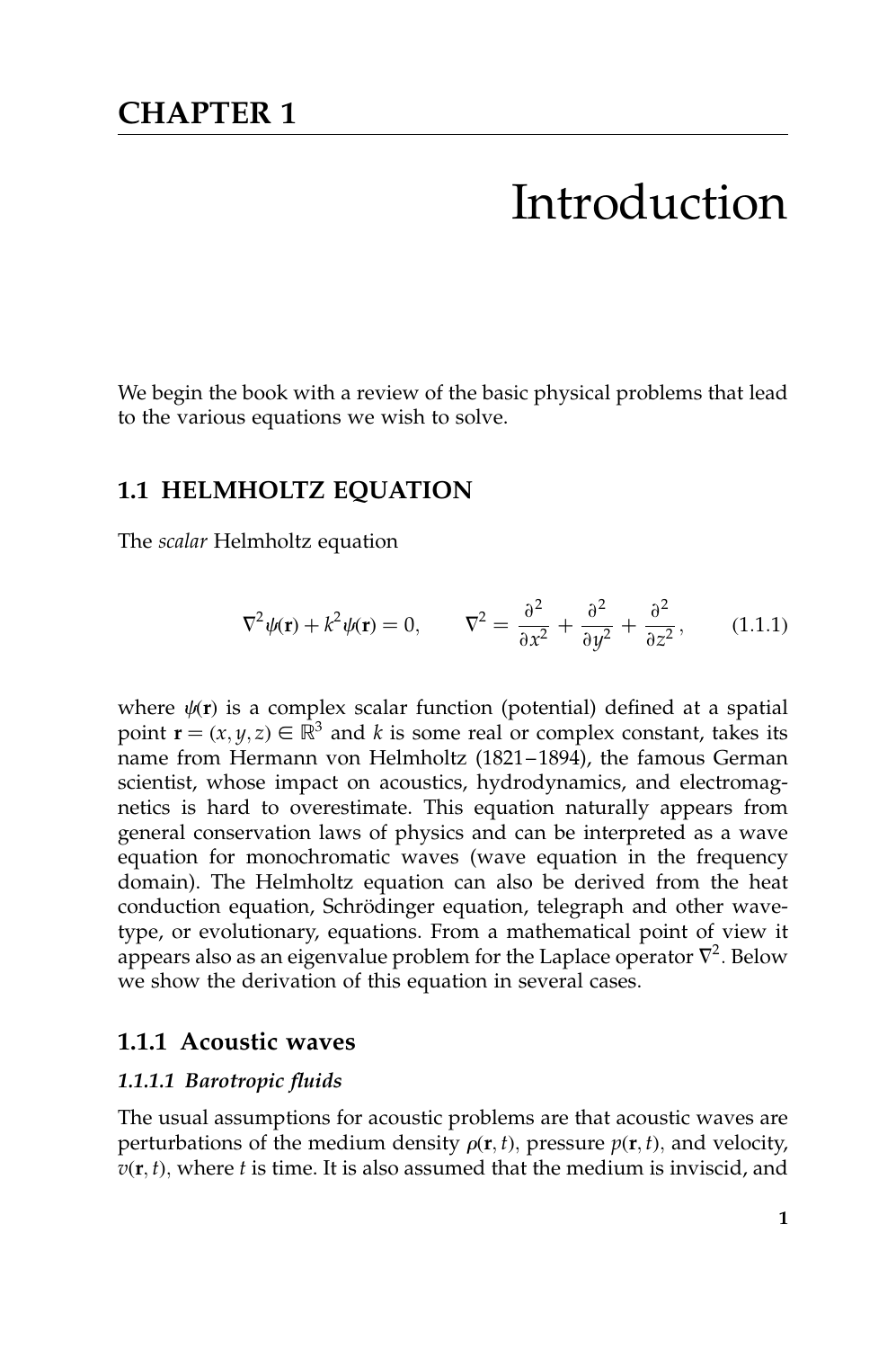# CHAPTER 1

# Introduction

We begin the book with a review of the basic physical problems that lead to the various equations we wish to solve.

## 1.1 HELMHOLTZ EQUATION

The *scalar* Helmholtz equation

$$\nabla^2 \psi(\mathbf{r}) + k^2 \psi(\mathbf{r}) = 0, \qquad \nabla^2 = \frac{\partial^2}{\partial x^2} + \frac{\partial^2}{\partial y^2} + \frac{\partial^2}{\partial z^2}, \tag{1.1.1}$$

where $\psi(\mathbf{r})$ is a complex scalar function (potential) defined at a spatial point $\mathbf{r} = (x, y, z) \in \mathbb{R}^3$ and $k$ is some real or complex constant, takes its name from Hermann von Helmholtz (1821–1894), the famous German scientist, whose impact on acoustics, hydrodynamics, and electromagnetics is hard to overestimate. This equation naturally appears from general conservation laws of physics and can be interpreted as a wave equation for monochromatic waves (wave equation in the frequency domain). The Helmholtz equation can also be derived from the heat conduction equation, Schrödinger equation, telegraph and other wave-type, or evolutionary, equations. From a mathematical point of view it appears also as an eigenvalue problem for the Laplace operator $\nabla^2$. Below we show the derivation of this equation in several cases.

### 1.1.1 Acoustic waves

#### *1.1.1.1 Barotropic fluids*

The usual assumptions for acoustic problems are that acoustic waves are perturbations of the medium density $\rho(\mathbf{r}, t)$, pressure $p(\mathbf{r}, t)$, and velocity, $v(\mathbf{r}, t)$, where $t$ is time. It is also assumed that the medium is inviscid, and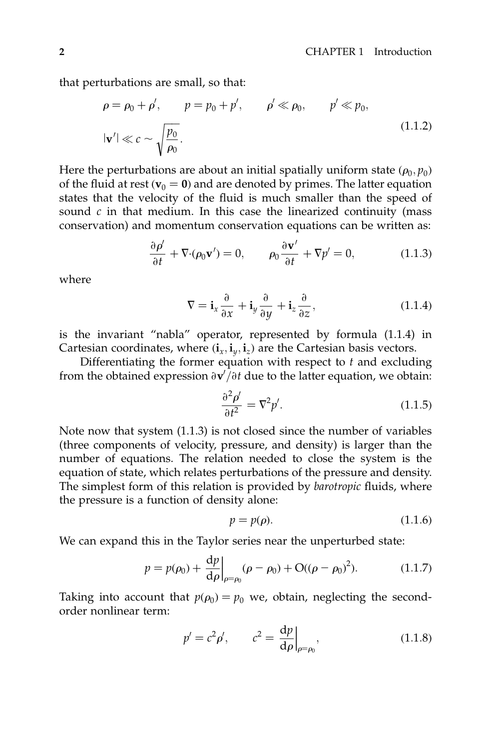that perturbations are small, so that:

$$\rho = \rho_0 + \rho', \qquad p = p_0 + p', \qquad \rho' \ll \rho_0, \qquad p' \ll p_0,$$
$$|\mathbf{v}'| \ll c \sim \sqrt{\frac{p_0}{\rho_0}}. \tag{1.1.2}$$

Here the perturbations are about an initial spatially uniform state $(\rho_0, p_0)$ of the fluid at rest ($\mathbf{v}_0 = \mathbf{0}$) and are denoted by primes. The latter equation states that the velocity of the fluid is much smaller than the speed of sound $c$ in that medium. In this case the linearized continuity (mass conservation) and momentum conservation equations can be written as:

$$\frac{\partial \rho'}{\partial t} + \nabla \cdot (\rho_0 \mathbf{v}') = 0, \qquad \rho_0 \frac{\partial \mathbf{v}'}{\partial t} + \nabla p' = 0, \tag{1.1.3}$$

where

$$\nabla = \mathbf{i}_x \frac{\partial}{\partial x} + \mathbf{i}_y \frac{\partial}{\partial y} + \mathbf{i}_z \frac{\partial}{\partial z}, \tag{1.1.4}$$

is the invariant "nabla" operator, represented by formula (1.1.4) in Cartesian coordinates, where $(\mathbf{i}_x, \mathbf{i}_y, \mathbf{i}_z)$ are the Cartesian basis vectors.

Differentiating the former equation with respect to $t$ and excluding from the obtained expression $\partial \mathbf{v}'/\partial t$ due to the latter equation, we obtain:

$$\frac{\partial^2 \rho'}{\partial t^2} = \nabla^2 p'. \tag{1.1.5}$$

Note now that system (1.1.3) is not closed since the number of variables (three components of velocity, pressure, and density) is larger than the number of equations. The relation needed to close the system is the equation of state, which relates perturbations of the pressure and density. The simplest form of this relation is provided by *barotropic* fluids, where the pressure is a function of density alone:

$$p = p(\rho). \tag{1.1.6}$$

We can expand this in the Taylor series near the unperturbed state:

$$p = p(\rho_0) + \left.\frac{\mathrm{d}p}{\mathrm{d}\rho}\right|_{\rho=\rho_0} (\rho - \rho_0) + \mathrm{O}((\rho - \rho_0)^2). \tag{1.1.7}$$

Taking into account that $p(\rho_0) = p_0$ we, obtain, neglecting the second-order nonlinear term:

$$p' = c^2 \rho', \qquad c^2 = \left.\frac{\mathrm{d}p}{\mathrm{d}\rho}\right|_{\rho=\rho_0}, \tag{1.1.8}$$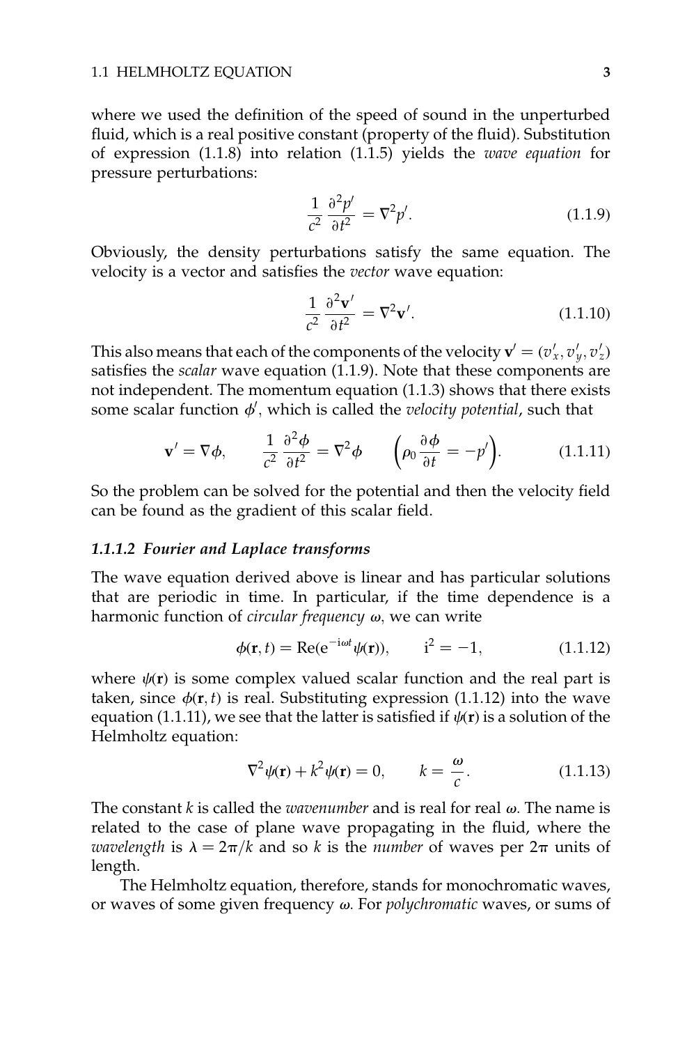where we used the definition of the speed of sound in the unperturbed fluid, which is a real positive constant (property of the fluid). Substitution of expression (1.1.8) into relation (1.1.5) yields the *wave equation* for pressure perturbations:

$$\frac{1}{c^2}\frac{\partial^2 p'}{\partial t^2} = \nabla^2 p'. \tag{1.1.9}$$

Obviously, the density perturbations satisfy the same equation. The velocity is a vector and satisfies the *vector* wave equation:

$$\frac{1}{c^2}\frac{\partial^2 \mathbf{v}'}{\partial t^2} = \nabla^2 \mathbf{v}'. \tag{1.1.10}$$

This also means that each of the components of the velocity $\mathbf{v}' = (v'_x, v'_y, v'_z)$ satisfies the *scalar* wave equation (1.1.9). Note that these components are not independent. The momentum equation (1.1.3) shows that there exists some scalar function $\phi'$, which is called the *velocity potential*, such that

$$\mathbf{v}' = \nabla\phi, \qquad \frac{1}{c^2}\frac{\partial^2 \phi}{\partial t^2} = \nabla^2 \phi \qquad \left(\rho_0 \frac{\partial \phi}{\partial t} = -p'\right). \tag{1.1.11}$$

So the problem can be solved for the potential and then the velocity field can be found as the gradient of this scalar field.

#### 1.1.1.2 Fourier and Laplace transforms

The wave equation derived above is linear and has particular solutions that are periodic in time. In particular, if the time dependence is a harmonic function of *circular frequency* $\omega$, we can write

$$\phi(\mathbf{r}, t) = \mathrm{Re}(\mathrm{e}^{-\mathrm{i}\omega t}\psi(\mathbf{r})), \qquad \mathrm{i}^2 = -1, \tag{1.1.12}$$

where $\psi(\mathbf{r})$ is some complex valued scalar function and the real part is taken, since $\phi(\mathbf{r}, t)$ is real. Substituting expression (1.1.12) into the wave equation (1.1.11), we see that the latter is satisfied if $\psi(\mathbf{r})$ is a solution of the Helmholtz equation:

$$\nabla^2\psi(\mathbf{r}) + k^2\psi(\mathbf{r}) = 0, \qquad k = \frac{\omega}{c}. \tag{1.1.13}$$

The constant $k$ is called the *wavenumber* and is real for real $\omega$. The name is related to the case of plane wave propagating in the fluid, where the *wavelength* is $\lambda = 2\pi/k$ and so $k$ is the *number* of waves per $2\pi$ units of length.

The Helmholtz equation, therefore, stands for monochromatic waves, or waves of some given frequency $\omega$. For *polychromatic* waves, or sums of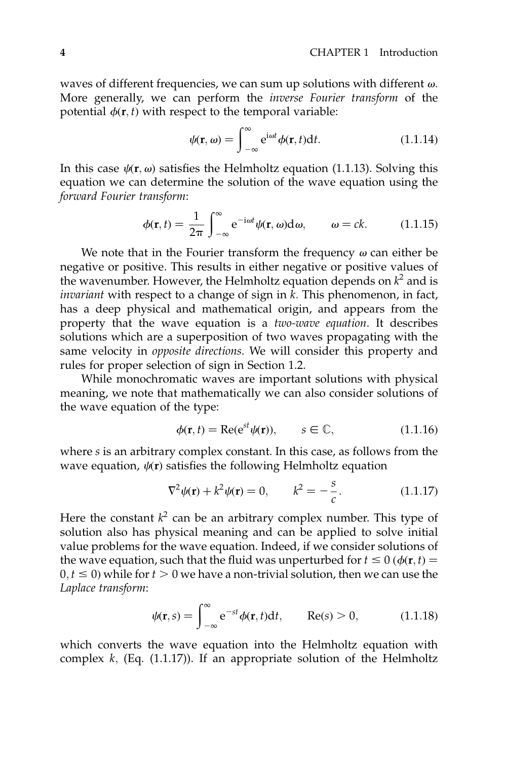waves of different frequencies, we can sum up solutions with different $\omega$. More generally, we can perform the *inverse Fourier transform* of the potential $\phi(\mathbf{r}, t)$ with respect to the temporal variable:

$$\psi(\mathbf{r}, \omega) = \int_{-\infty}^{\infty} e^{i\omega t} \phi(\mathbf{r}, t) dt. \qquad (1.1.14)$$

In this case $\psi(\mathbf{r}, \omega)$ satisfies the Helmholtz equation (1.1.13). Solving this equation we can determine the solution of the wave equation using the *forward Fourier transform*:

$$\phi(\mathbf{r}, t) = \frac{1}{2\pi} \int_{-\infty}^{\infty} e^{-i\omega t} \psi(\mathbf{r}, \omega) d\omega, \qquad \omega = ck. \qquad (1.1.15)$$

We note that in the Fourier transform the frequency $\omega$ can either be negative or positive. This results in either negative or positive values of the wavenumber. However, the Helmholtz equation depends on $k^2$ and is *invariant* with respect to a change of sign in $k$. This phenomenon, in fact, has a deep physical and mathematical origin, and appears from the property that the wave equation is a *two-wave equation*. It describes solutions which are a superposition of two waves propagating with the same velocity in *opposite directions*. We will consider this property and rules for proper selection of sign in Section 1.2.

While monochromatic waves are important solutions with physical meaning, we note that mathematically we can also consider solutions of the wave equation of the type:

$$\phi(\mathbf{r}, t) = \mathrm{Re}(e^{st} \psi(\mathbf{r})), \qquad s \in \mathbb{C}, \qquad (1.1.16)$$

where $s$ is an arbitrary complex constant. In this case, as follows from the wave equation, $\psi(\mathbf{r})$ satisfies the following Helmholtz equation

$$\nabla^2 \psi(\mathbf{r}) + k^2 \psi(\mathbf{r}) = 0, \qquad k^2 = -\frac{s}{c}. \qquad (1.1.17)$$

Here the constant $k^2$ can be an arbitrary complex number. This type of solution also has physical meaning and can be applied to solve initial value problems for the wave equation. Indeed, if we consider solutions of the wave equation, such that the fluid was unperturbed for $t \leq 0$ ($\phi(\mathbf{r}, t) = 0, t \leq 0$) while for $t > 0$ we have a non-trivial solution, then we can use the *Laplace transform*:

$$\psi(\mathbf{r}, s) = \int_{-\infty}^{\infty} e^{-st} \phi(\mathbf{r}, t) dt, \qquad \mathrm{Re}(s) > 0, \qquad (1.1.18)$$

which converts the wave equation into the Helmholtz equation with complex $k$, (Eq. (1.1.17)). If an appropriate solution of the Helmholtz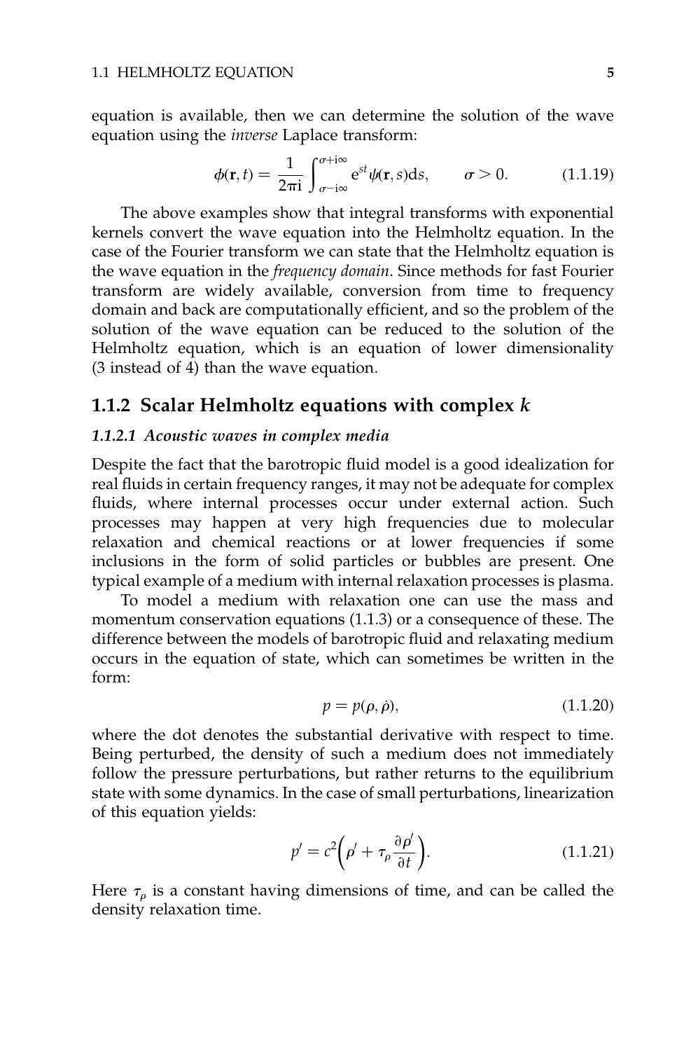equation is available, then we can determine the solution of the wave equation using the *inverse* Laplace transform:

$$\phi(\mathbf{r}, t) = \frac{1}{2\pi i} \int_{\sigma - i\infty}^{\sigma + i\infty} e^{st} \psi(\mathbf{r}, s) ds, \qquad \sigma > 0. \tag{1.1.19}$$

The above examples show that integral transforms with exponential kernels convert the wave equation into the Helmholtz equation. In the case of the Fourier transform we can state that the Helmholtz equation is the wave equation in the *frequency domain*. Since methods for fast Fourier transform are widely available, conversion from time to frequency domain and back are computationally efficient, and so the problem of the solution of the wave equation can be reduced to the solution of the Helmholtz equation, which is an equation of lower dimensionality (3 instead of 4) than the wave equation.

## 1.1.2 Scalar Helmholtz equations with complex $k$

### *1.1.2.1 Acoustic waves in complex media*

Despite the fact that the barotropic fluid model is a good idealization for real fluids in certain frequency ranges, it may not be adequate for complex fluids, where internal processes occur under external action. Such processes may happen at very high frequencies due to molecular relaxation and chemical reactions or at lower frequencies if some inclusions in the form of solid particles or bubbles are present. One typical example of a medium with internal relaxation processes is plasma.

To model a medium with relaxation one can use the mass and momentum conservation equations (1.1.3) or a consequence of these. The difference between the models of barotropic fluid and relaxating medium occurs in the equation of state, which can sometimes be written in the form:

$$p = p(\rho, \dot{\rho}), \tag{1.1.20}$$

where the dot denotes the substantial derivative with respect to time. Being perturbed, the density of such a medium does not immediately follow the pressure perturbations, but rather returns to the equilibrium state with some dynamics. In the case of small perturbations, linearization of this equation yields:

$$p' = c^2 \left( \rho' + \tau_\rho \frac{\partial \rho'}{\partial t} \right). \tag{1.1.21}$$

Here $\tau_\rho$ is a constant having dimensions of time, and can be called the density relaxation time.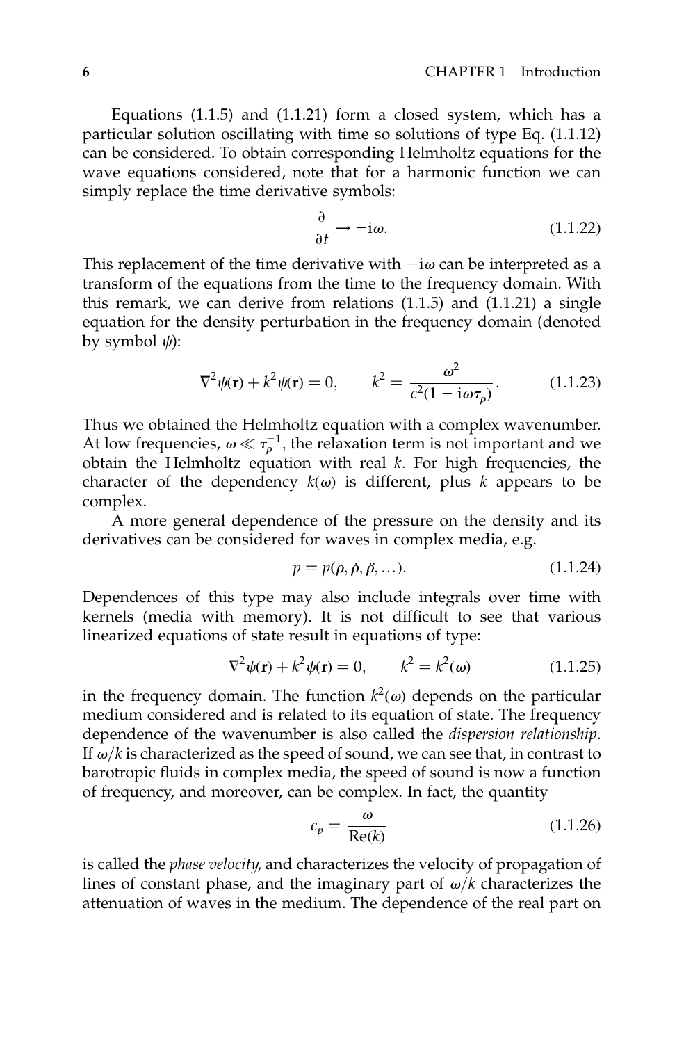Equations (1.1.5) and (1.1.21) form a closed system, which has a particular solution oscillating with time so solutions of type Eq. (1.1.12) can be considered. To obtain corresponding Helmholtz equations for the wave equations considered, note that for a harmonic function we can simply replace the time derivative symbols:

$$\frac{\partial}{\partial t} \rightarrow -\mathrm{i}\omega. \tag{1.1.22}$$

This replacement of the time derivative with $-\mathrm{i}\omega$ can be interpreted as a transform of the equations from the time to the frequency domain. With this remark, we can derive from relations (1.1.5) and (1.1.21) a single equation for the density perturbation in the frequency domain (denoted by symbol $\psi$):

$$\nabla^2\psi(\mathbf{r}) + k^2\psi(\mathbf{r}) = 0, \qquad k^2 = \frac{\omega^2}{c^2(1 - \mathrm{i}\omega\tau_\rho)}. \tag{1.1.23}$$

Thus we obtained the Helmholtz equation with a complex wavenumber. At low frequencies, $\omega \ll \tau_\rho^{-1}$, the relaxation term is not important and we obtain the Helmholtz equation with real $k$. For high frequencies, the character of the dependency $k(\omega)$ is different, plus $k$ appears to be complex.

A more general dependence of the pressure on the density and its derivatives can be considered for waves in complex media, e.g.

$$p = p(\rho, \dot{\rho}, \ddot{\rho}, \ldots). \tag{1.1.24}$$

Dependences of this type may also include integrals over time with kernels (media with memory). It is not difficult to see that various linearized equations of state result in equations of type:

$$\nabla^2\psi(\mathbf{r}) + k^2\psi(\mathbf{r}) = 0, \qquad k^2 = k^2(\omega) \tag{1.1.25}$$

in the frequency domain. The function $k^2(\omega)$ depends on the particular medium considered and is related to its equation of state. The frequency dependence of the wavenumber is also called the *dispersion relationship*. If $\omega/k$ is characterized as the speed of sound, we can see that, in contrast to barotropic fluids in complex media, the speed of sound is now a function of frequency, and moreover, can be complex. In fact, the quantity

$$c_p = \frac{\omega}{\mathrm{Re}(k)} \tag{1.1.26}$$

is called the *phase velocity*, and characterizes the velocity of propagation of lines of constant phase, and the imaginary part of $\omega/k$ characterizes the attenuation of waves in the medium. The dependence of the real part on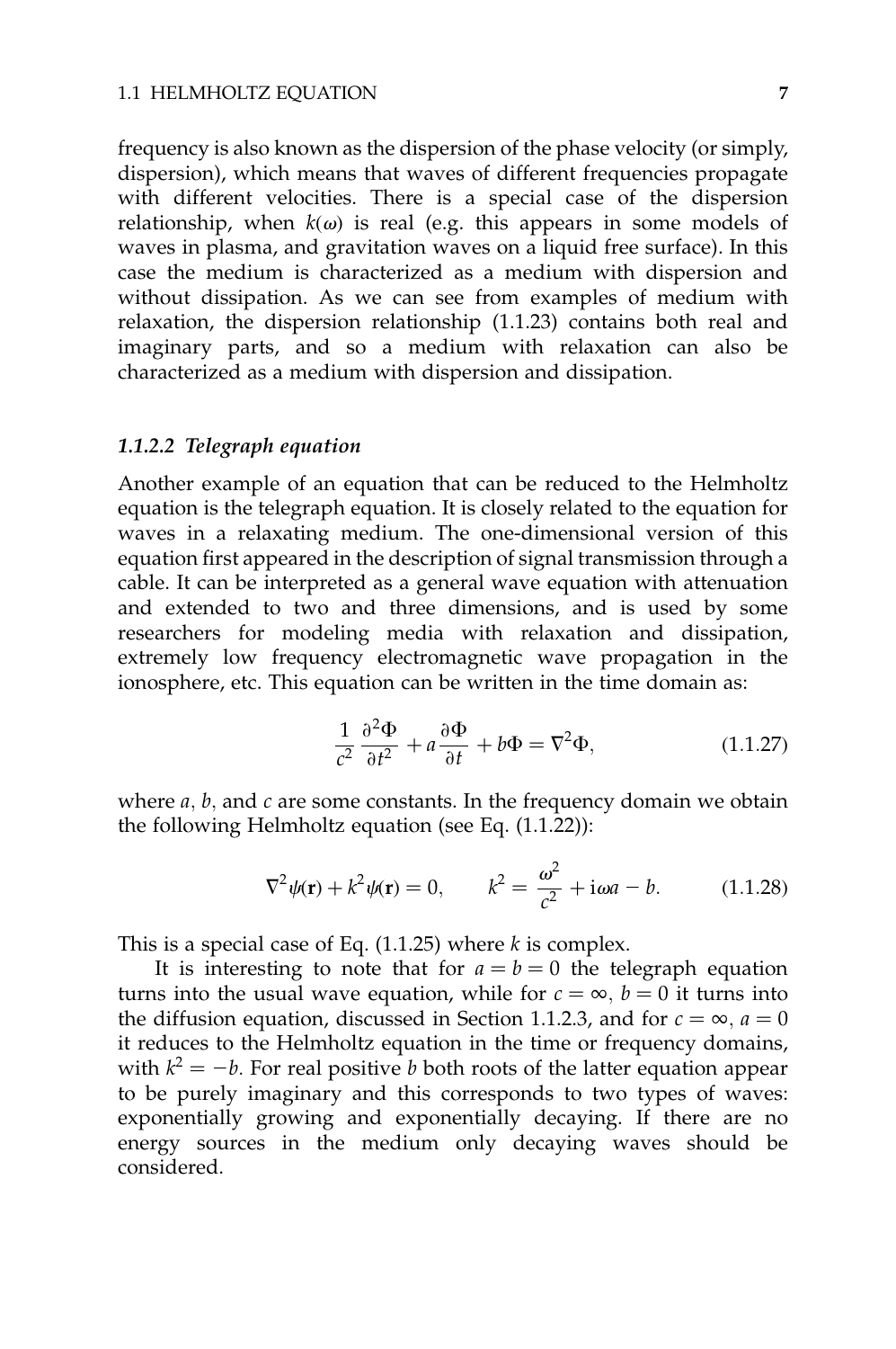frequency is also known as the dispersion of the phase velocity (or simply, dispersion), which means that waves of different frequencies propagate with different velocities. There is a special case of the dispersion relationship, when $k(\omega)$ is real (e.g. this appears in some models of waves in plasma, and gravitation waves on a liquid free surface). In this case the medium is characterized as a medium with dispersion and without dissipation. As we can see from examples of medium with relaxation, the dispersion relationship (1.1.23) contains both real and imaginary parts, and so a medium with relaxation can also be characterized as a medium with dispersion and dissipation.

#### *1.1.2.2 Telegraph equation*

Another example of an equation that can be reduced to the Helmholtz equation is the telegraph equation. It is closely related to the equation for waves in a relaxating medium. The one-dimensional version of this equation first appeared in the description of signal transmission through a cable. It can be interpreted as a general wave equation with attenuation and extended to two and three dimensions, and is used by some researchers for modeling media with relaxation and dissipation, extremely low frequency electromagnetic wave propagation in the ionosphere, etc. This equation can be written in the time domain as:

$$\frac{1}{c^2}\frac{\partial^2 \Phi}{\partial t^2} + a\frac{\partial \Phi}{\partial t} + b\Phi = \nabla^2 \Phi, \tag{1.1.27}$$

where $a$, $b$, and $c$ are some constants. In the frequency domain we obtain the following Helmholtz equation (see Eq. (1.1.22)):

$$\nabla^2 \psi(\mathbf{r}) + k^2 \psi(\mathbf{r}) = 0, \qquad k^2 = \frac{\omega^2}{c^2} + \mathrm{i}\omega a - b. \tag{1.1.28}$$

This is a special case of Eq. (1.1.25) where $k$ is complex.

It is interesting to note that for $a = b = 0$ the telegraph equation turns into the usual wave equation, while for $c = \infty$, $b = 0$ it turns into the diffusion equation, discussed in Section 1.1.2.3, and for $c = \infty$, $a = 0$ it reduces to the Helmholtz equation in the time or frequency domains, with $k^2 = -b$. For real positive $b$ both roots of the latter equation appear to be purely imaginary and this corresponds to two types of waves: exponentially growing and exponentially decaying. If there are no energy sources in the medium only decaying waves should be considered.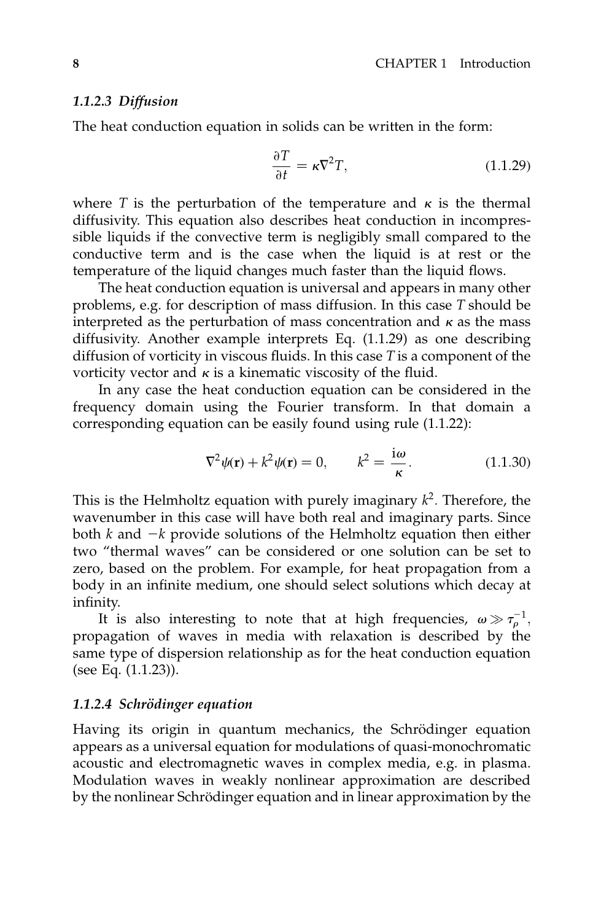#### 1.1.2.3 *Diffusion*

The heat conduction equation in solids can be written in the form:

$$\frac{\partial T}{\partial t} = \kappa \nabla^2 T, \tag{1.1.29}$$

where $T$ is the perturbation of the temperature and $\kappa$ is the thermal diffusivity. This equation also describes heat conduction in incompressible liquids if the convective term is negligibly small compared to the conductive term and is the case when the liquid is at rest or the temperature of the liquid changes much faster than the liquid flows.

The heat conduction equation is universal and appears in many other problems, e.g. for description of mass diffusion. In this case $T$ should be interpreted as the perturbation of mass concentration and $\kappa$ as the mass diffusivity. Another example interprets Eq. (1.1.29) as one describing diffusion of vorticity in viscous fluids. In this case $T$ is a component of the vorticity vector and $\kappa$ is a kinematic viscosity of the fluid.

In any case the heat conduction equation can be considered in the frequency domain using the Fourier transform. In that domain a corresponding equation can be easily found using rule (1.1.22):

$$\nabla^2 \psi(\mathbf{r}) + k^2 \psi(\mathbf{r}) = 0, \qquad k^2 = \frac{\mathrm{i}\omega}{\kappa}. \tag{1.1.30}$$

This is the Helmholtz equation with purely imaginary $k^2$. Therefore, the wavenumber in this case will have both real and imaginary parts. Since both $k$ and $-k$ provide solutions of the Helmholtz equation then either two "thermal waves" can be considered or one solution can be set to zero, based on the problem. For example, for heat propagation from a body in an infinite medium, one should select solutions which decay at infinity.

It is also interesting to note that at high frequencies, $\omega \gg \tau_\rho^{-1}$, propagation of waves in media with relaxation is described by the same type of dispersion relationship as for the heat conduction equation (see Eq. (1.1.23)).

#### 1.1.2.4 *Schrödinger equation*

Having its origin in quantum mechanics, the Schrödinger equation appears as a universal equation for modulations of quasi-monochromatic acoustic and electromagnetic waves in complex media, e.g. in plasma. Modulation waves in weakly nonlinear approximation are described by the nonlinear Schrödinger equation and in linear approximation by the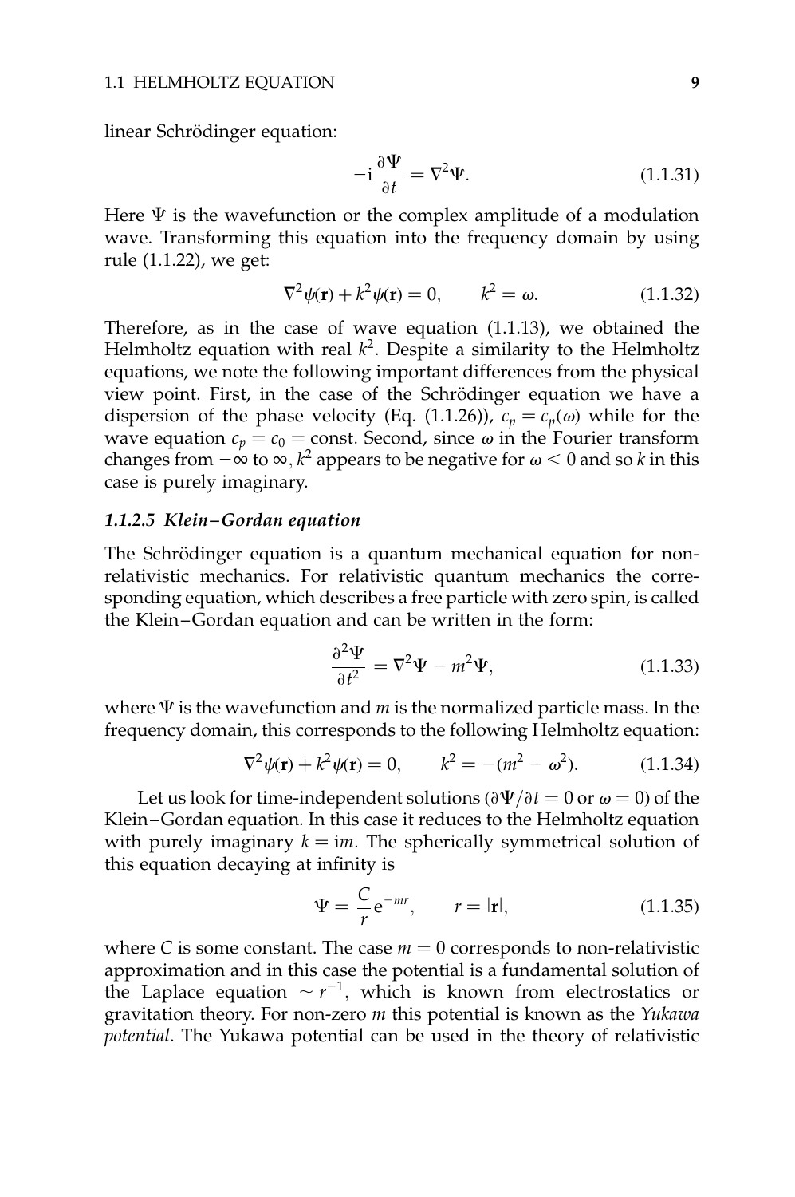linear Schrödinger equation:

$$-\mathrm{i}\frac{\partial \Psi}{\partial t} = \nabla^2 \Psi. \qquad (1.1.31)$$

Here $\Psi$ is the wavefunction or the complex amplitude of a modulation wave. Transforming this equation into the frequency domain by using rule (1.1.22), we get:

$$\nabla^2 \psi(\mathbf{r}) + k^2 \psi(\mathbf{r}) = 0, \qquad k^2 = \omega. \qquad (1.1.32)$$

Therefore, as in the case of wave equation (1.1.13), we obtained the Helmholtz equation with real $k^2$. Despite a similarity to the Helmholtz equations, we note the following important differences from the physical view point. First, in the case of the Schrödinger equation we have a dispersion of the phase velocity (Eq. (1.1.26)), $c_p = c_p(\omega)$ while for the wave equation $c_p = c_0 = \text{const}$. Second, since $\omega$ in the Fourier transform changes from $-\infty$ to $\infty$, $k^2$ appears to be negative for $\omega < 0$ and so $k$ in this case is purely imaginary.

### *1.1.2.5 Klein–Gordan equation*

The Schrödinger equation is a quantum mechanical equation for non-relativistic mechanics. For relativistic quantum mechanics the corresponding equation, which describes a free particle with zero spin, is called the Klein–Gordan equation and can be written in the form:

$$\frac{\partial^2 \Psi}{\partial t^2} = \nabla^2 \Psi - m^2 \Psi, \qquad (1.1.33)$$

where $\Psi$ is the wavefunction and $m$ is the normalized particle mass. In the frequency domain, this corresponds to the following Helmholtz equation:

$$\nabla^2 \psi(\mathbf{r}) + k^2 \psi(\mathbf{r}) = 0, \qquad k^2 = -(m^2 - \omega^2). \qquad (1.1.34)$$

Let us look for time-independent solutions ($\partial \Psi / \partial t = 0$ or $\omega = 0$) of the Klein–Gordan equation. In this case it reduces to the Helmholtz equation with purely imaginary $k = \mathrm{i}m$. The spherically symmetrical solution of this equation decaying at infinity is

$$\Psi = \frac{C}{r}\mathrm{e}^{-mr}, \qquad r = |\mathbf{r}|, \qquad (1.1.35)$$

where $C$ is some constant. The case $m = 0$ corresponds to non-relativistic approximation and in this case the potential is a fundamental solution of the Laplace equation $\sim r^{-1}$, which is known from electrostatics or gravitation theory. For non-zero $m$ this potential is known as the *Yukawa potential*. The Yukawa potential can be used in the theory of relativistic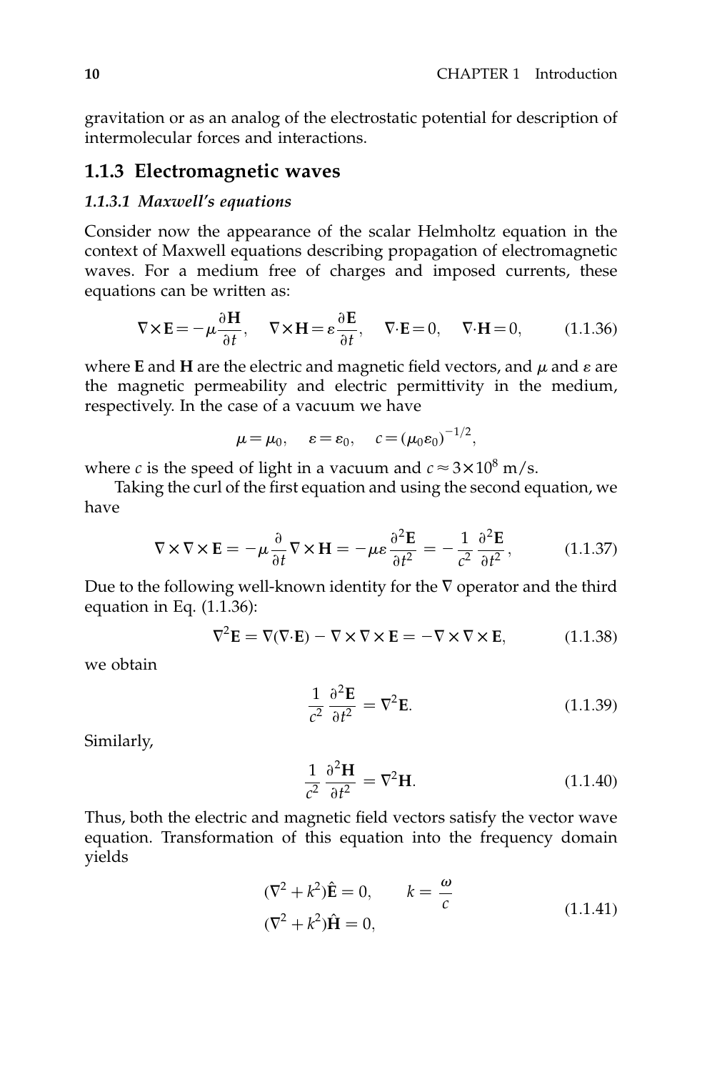gravitation or as an analog of the electrostatic potential for description of intermolecular forces and interactions.

## 1.1.3 Electromagnetic waves

### *1.1.3.1 Maxwell's equations*

Consider now the appearance of the scalar Helmholtz equation in the context of Maxwell equations describing propagation of electromagnetic waves. For a medium free of charges and imposed currents, these equations can be written as:

$$\nabla \times \mathbf{E} = -\mu \frac{\partial \mathbf{H}}{\partial t}, \quad \nabla \times \mathbf{H} = \varepsilon \frac{\partial \mathbf{E}}{\partial t}, \quad \nabla \cdot \mathbf{E} = 0, \quad \nabla \cdot \mathbf{H} = 0, \tag{1.1.36}$$

where **E** and **H** are the electric and magnetic field vectors, and $\mu$ and $\varepsilon$ are the magnetic permeability and electric permittivity in the medium, respectively. In the case of a vacuum we have

$$\mu = \mu_0, \quad \varepsilon = \varepsilon_0, \quad c = (\mu_0 \varepsilon_0)^{-1/2},$$

where $c$ is the speed of light in a vacuum and $c \approx 3 \times 10^8$ m/s.

Taking the curl of the first equation and using the second equation, we have

$$\nabla \times \nabla \times \mathbf{E} = -\mu \frac{\partial}{\partial t} \nabla \times \mathbf{H} = -\mu\varepsilon \frac{\partial^2 \mathbf{E}}{\partial t^2} = -\frac{1}{c^2} \frac{\partial^2 \mathbf{E}}{\partial t^2}, \tag{1.1.37}$$

Due to the following well-known identity for the $\nabla$ operator and the third equation in Eq. (1.1.36):

$$\nabla^2 \mathbf{E} = \nabla(\nabla \cdot \mathbf{E}) - \nabla \times \nabla \times \mathbf{E} = -\nabla \times \nabla \times \mathbf{E}, \tag{1.1.38}$$

we obtain

$$\frac{1}{c^2} \frac{\partial^2 \mathbf{E}}{\partial t^2} = \nabla^2 \mathbf{E}. \tag{1.1.39}$$

Similarly,

$$\frac{1}{c^2} \frac{\partial^2 \mathbf{H}}{\partial t^2} = \nabla^2 \mathbf{H}. \tag{1.1.40}$$

Thus, both the electric and magnetic field vectors satisfy the vector wave equation. Transformation of this equation into the frequency domain yields

$$\begin{aligned} &(\nabla^2 + k^2)\hat{\mathbf{E}} = 0, \qquad k = \frac{\omega}{c} \\ &(\nabla^2 + k^2)\hat{\mathbf{H}} = 0, \end{aligned} \tag{1.1.41}$$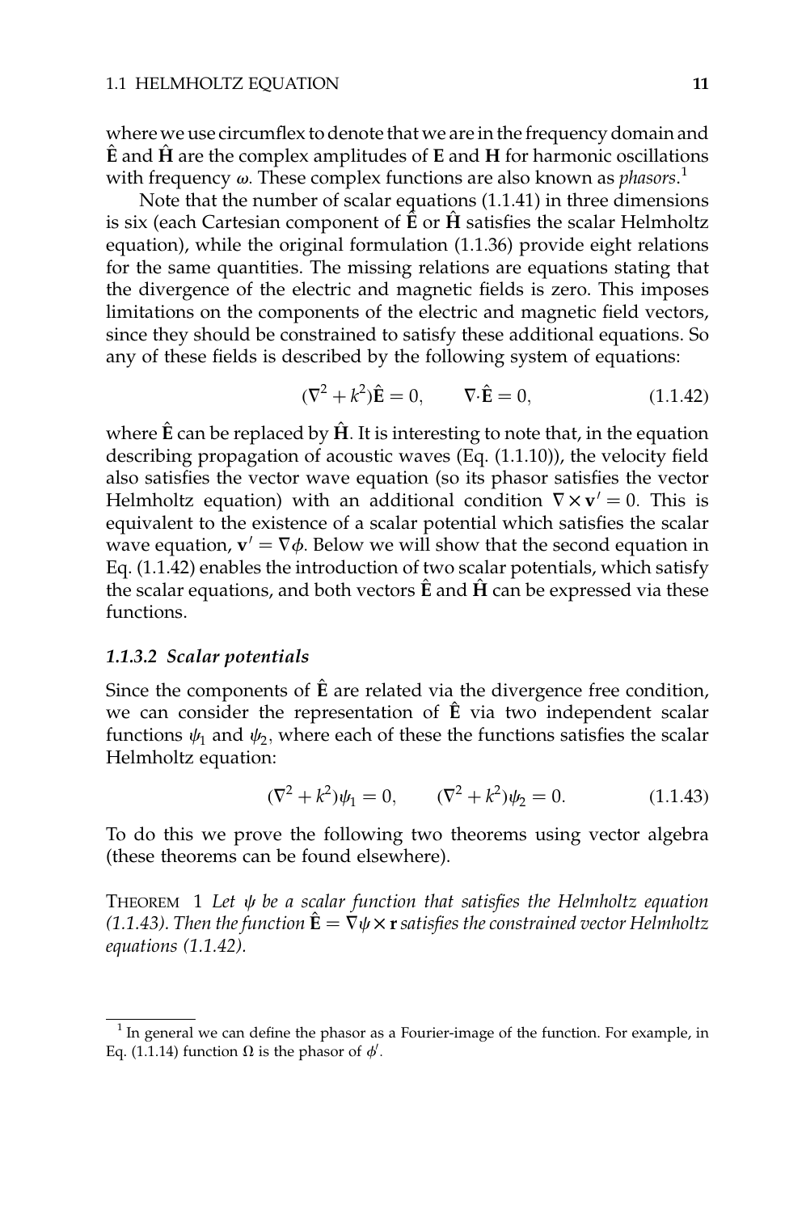where we use circumflex to denote that we are in the frequency domain and $\hat{\mathbf{E}}$ and $\hat{\mathbf{H}}$ are the complex amplitudes of $\mathbf{E}$ and $\mathbf{H}$ for harmonic oscillations with frequency $\omega$. These complex functions are also known as *phasors*.[1]

Note that the number of scalar equations (1.1.41) in three dimensions is six (each Cartesian component of $\hat{\mathbf{E}}$ or $\hat{\mathbf{H}}$ satisfies the scalar Helmholtz equation), while the original formulation (1.1.36) provide eight relations for the same quantities. The missing relations are equations stating that the divergence of the electric and magnetic fields is zero. This imposes limitations on the components of the electric and magnetic field vectors, since they should be constrained to satisfy these additional equations. So any of these fields is described by the following system of equations:

$$(\nabla^2 + k^2)\hat{\mathbf{E}} = 0, \qquad \nabla\cdot\hat{\mathbf{E}} = 0, \tag{1.1.42}$$

where $\hat{\mathbf{E}}$ can be replaced by $\hat{\mathbf{H}}$. It is interesting to note that, in the equation describing propagation of acoustic waves (Eq. (1.1.10)), the velocity field also satisfies the vector wave equation (so its phasor satisfies the vector Helmholtz equation) with an additional condition $\nabla \times \mathbf{v}' = 0$. This is equivalent to the existence of a scalar potential which satisfies the scalar wave equation, $\mathbf{v}' = \nabla\phi$. Below we will show that the second equation in Eq. (1.1.42) enables the introduction of two scalar potentials, which satisfy the scalar equations, and both vectors $\hat{\mathbf{E}}$ and $\hat{\mathbf{H}}$ can be expressed via these functions.

### *1.1.3.2 Scalar potentials*

Since the components of $\hat{\mathbf{E}}$ are related via the divergence free condition, we can consider the representation of $\hat{\mathbf{E}}$ via two independent scalar functions $\psi_1$ and $\psi_2$, where each of these the functions satisfies the scalar Helmholtz equation:

$$(\nabla^2 + k^2)\psi_1 = 0, \qquad (\nabla^2 + k^2)\psi_2 = 0. \tag{1.1.43}$$

To do this we prove the following two theorems using vector algebra (these theorems can be found elsewhere).

THEOREM 1 *Let $\psi$ be a scalar function that satisfies the Helmholtz equation (1.1.43). Then the function $\hat{\mathbf{E}} = \nabla\psi \times \mathbf{r}$ satisfies the constrained vector Helmholtz equations (1.1.42).*

---

[1] In general we can define the phasor as a Fourier-image of the function. For example, in Eq. (1.1.14) function $\Omega$ is the phasor of $\phi'$.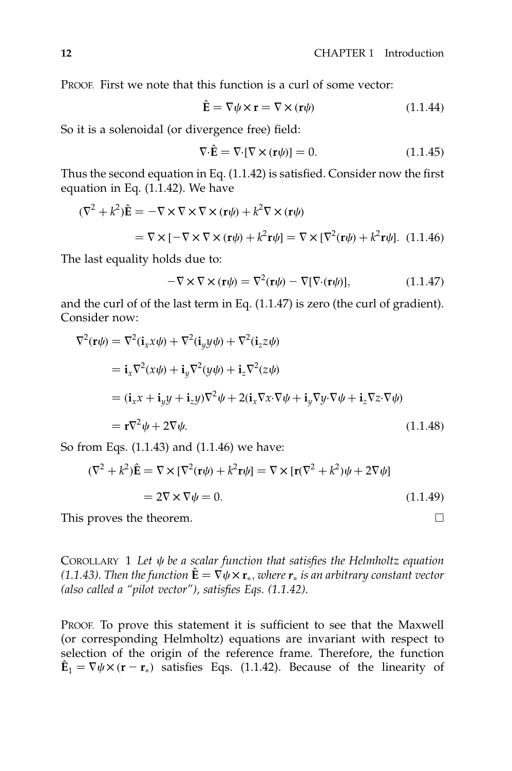PROOF. First we note that this function is a curl of some vector:

$$\hat{\mathbf{E}} = \nabla\psi \times \mathbf{r} = \nabla \times (\mathbf{r}\psi) \tag{1.1.44}$$

So it is a solenoidal (or divergence free) field:

$$\nabla\cdot\hat{\mathbf{E}} = \nabla\cdot[\nabla \times (\mathbf{r}\psi)] = 0. \tag{1.1.45}$$

Thus the second equation in Eq. (1.1.42) is satisfied. Consider now the first equation in Eq. (1.1.42). We have

$$\begin{aligned}(\nabla^2 + k^2)\hat{\mathbf{E}} &= -\nabla \times \nabla \times \nabla \times (\mathbf{r}\psi) + k^2\nabla \times (\mathbf{r}\psi) \\ &= \nabla \times [-\nabla \times \nabla \times (\mathbf{r}\psi) + k^2\mathbf{r}\psi] = \nabla \times [\nabla^2(\mathbf{r}\psi) + k^2\mathbf{r}\psi]. \end{aligned} \tag{1.1.46}$$

The last equality holds due to:

$$-\nabla \times \nabla \times (\mathbf{r}\psi) = \nabla^2(\mathbf{r}\psi) - \nabla[\nabla\cdot(\mathbf{r}\psi)], \tag{1.1.47}$$

and the curl of of the last term in Eq. (1.1.47) is zero (the curl of gradient). Consider now:

$$\begin{aligned}\nabla^2(\mathbf{r}\psi) &= \nabla^2(\mathbf{i}_x x\psi) + \nabla^2(\mathbf{i}_y y\psi) + \nabla^2(\mathbf{i}_z z\psi) \\ &= \mathbf{i}_x\nabla^2(x\psi) + \mathbf{i}_y\nabla^2(y\psi) + \mathbf{i}_z\nabla^2(z\psi) \\ &= (\mathbf{i}_x x + \mathbf{i}_y y + \mathbf{i}_z y)\nabla^2\psi + 2(\mathbf{i}_x\nabla x\cdot\nabla\psi + \mathbf{i}_y\nabla y\cdot\nabla\psi + \mathbf{i}_z\nabla z\cdot\nabla\psi) \\ &= \mathbf{r}\nabla^2\psi + 2\nabla\psi. \end{aligned} \tag{1.1.48}$$

So from Eqs. (1.1.43) and (1.1.46) we have:

$$\begin{aligned}(\nabla^2 + k^2)\hat{\mathbf{E}} &= \nabla \times [\nabla^2(\mathbf{r}\psi) + k^2\mathbf{r}\psi] = \nabla \times [\mathbf{r}(\nabla^2 + k^2)\psi + 2\nabla\psi] \\ &= 2\nabla \times \nabla\psi = 0. \end{aligned} \tag{1.1.49}$$

This proves the theorem. □

COROLLARY 1 *Let $\psi$ be a scalar function that satisfies the Helmholtz equation (1.1.43). Then the function $\hat{\mathbf{E}} = \nabla\psi \times \mathbf{r}_*$, where $\mathbf{r}_*$ is an arbitrary constant vector (also called a "pilot vector"), satisfies Eqs. (1.1.42).*

PROOF. To prove this statement it is sufficient to see that the Maxwell (or corresponding Helmholtz) equations are invariant with respect to selection of the origin of the reference frame. Therefore, the function $\hat{\mathbf{E}}_1 = \nabla\psi \times (\mathbf{r} - \mathbf{r}_*)$ satisfies Eqs. (1.1.42). Because of the linearity of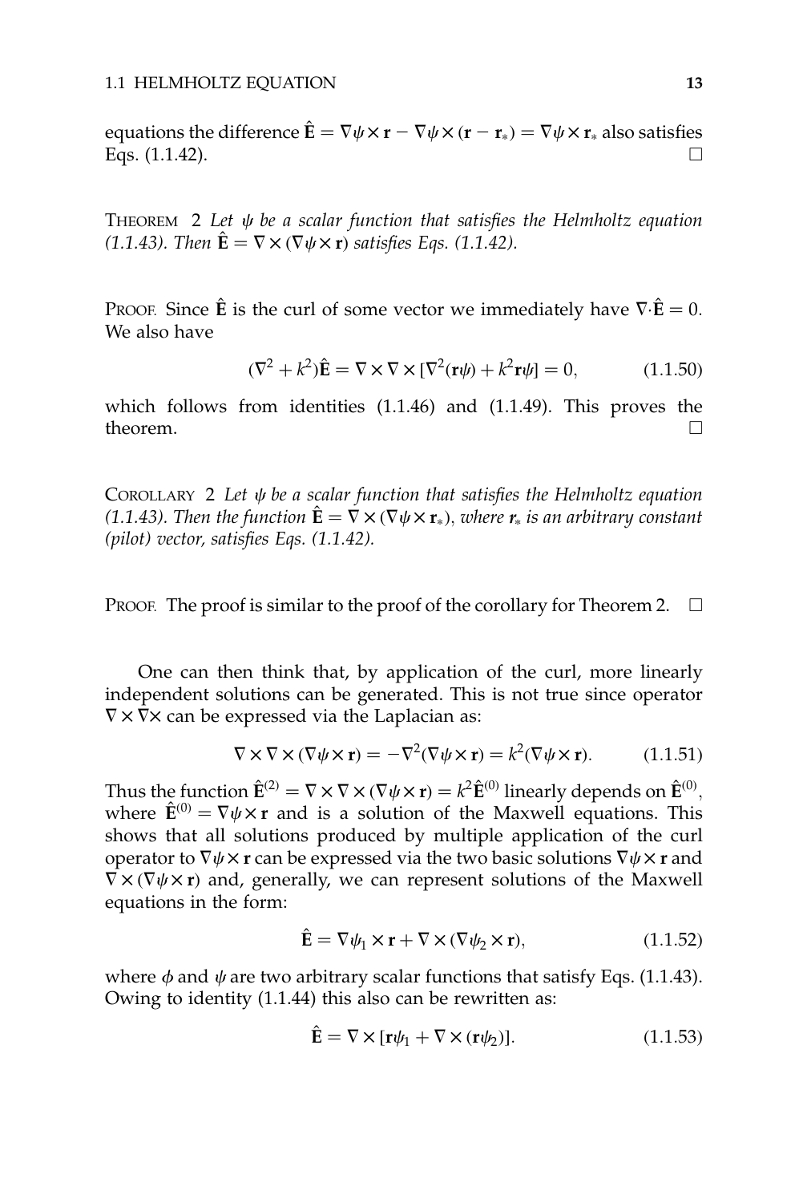equations the difference $\hat{\mathbf{E}} = \nabla\psi \times \mathbf{r} - \nabla\psi \times (\mathbf{r} - \mathbf{r}_*) = \nabla\psi \times \mathbf{r}_*$ also satisfies Eqs. (1.1.42). □

THEOREM 2 *Let $\psi$ be a scalar function that satisfies the Helmholtz equation (1.1.43). Then $\hat{\mathbf{E}} = \nabla \times (\nabla\psi \times \mathbf{r})$ satisfies Eqs. (1.1.42).*

PROOF. Since $\hat{\mathbf{E}}$ is the curl of some vector we immediately have $\nabla \cdot \hat{\mathbf{E}} = 0$. We also have

$$(\nabla^2 + k^2)\hat{\mathbf{E}} = \nabla \times \nabla \times [\nabla^2(\mathbf{r}\psi) + k^2\mathbf{r}\psi] = 0, \tag{1.1.50}$$

which follows from identities (1.1.46) and (1.1.49). This proves the theorem. □

COROLLARY 2 *Let $\psi$ be a scalar function that satisfies the Helmholtz equation (1.1.43). Then the function $\hat{\mathbf{E}} = \nabla \times (\nabla\psi \times \mathbf{r}_*)$, where $\mathbf{r}_*$ is an arbitrary constant (pilot) vector, satisfies Eqs. (1.1.42).*

PROOF. The proof is similar to the proof of the corollary for Theorem 2. □

One can then think that, by application of the curl, more linearly independent solutions can be generated. This is not true since operator $\nabla \times \nabla \times$ can be expressed via the Laplacian as:

$$\nabla \times \nabla \times (\nabla\psi \times \mathbf{r}) = -\nabla^2(\nabla\psi \times \mathbf{r}) = k^2(\nabla\psi \times \mathbf{r}). \tag{1.1.51}$$

Thus the function $\hat{\mathbf{E}}^{(2)} = \nabla \times \nabla \times (\nabla\psi \times \mathbf{r}) = k^2\hat{\mathbf{E}}^{(0)}$ linearly depends on $\hat{\mathbf{E}}^{(0)}$, where $\hat{\mathbf{E}}^{(0)} = \nabla\psi \times \mathbf{r}$ and is a solution of the Maxwell equations. This shows that all solutions produced by multiple application of the curl operator to $\nabla\psi \times \mathbf{r}$ can be expressed via the two basic solutions $\nabla\psi \times \mathbf{r}$ and $\nabla \times (\nabla\psi \times \mathbf{r})$ and, generally, we can represent solutions of the Maxwell equations in the form:

$$\hat{\mathbf{E}} = \nabla\psi_1 \times \mathbf{r} + \nabla \times (\nabla\psi_2 \times \mathbf{r}), \tag{1.1.52}$$

where $\phi$ and $\psi$ are two arbitrary scalar functions that satisfy Eqs. (1.1.43). Owing to identity (1.1.44) this also can be rewritten as:

$$\hat{\mathbf{E}} = \nabla \times [\mathbf{r}\psi_1 + \nabla \times (\mathbf{r}\psi_2)]. \tag{1.1.53}$$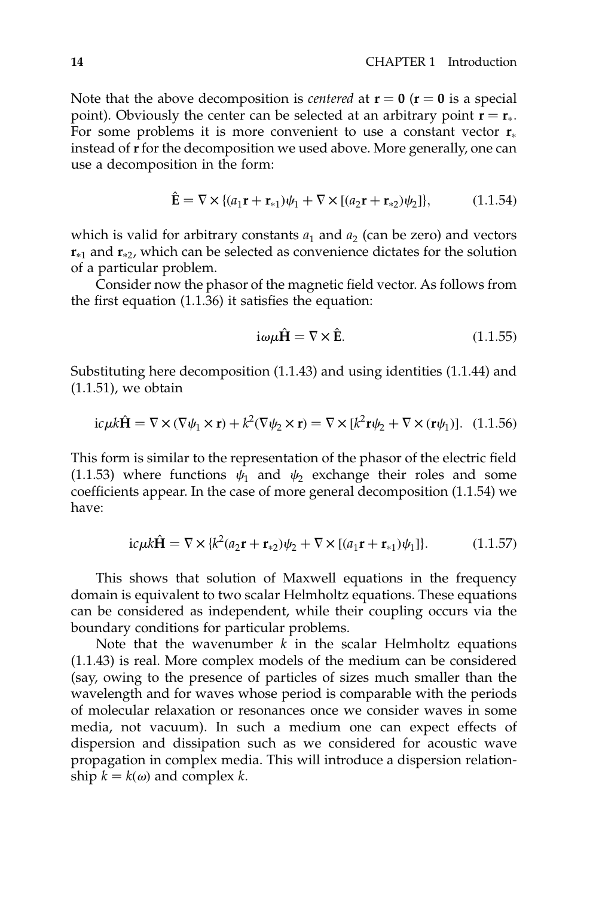Note that the above decomposition is *centered* at $\mathbf{r} = \mathbf{0}$ ($\mathbf{r} = \mathbf{0}$ is a special point). Obviously the center can be selected at an arbitrary point $\mathbf{r} = \mathbf{r}_*$. For some problems it is more convenient to use a constant vector $\mathbf{r}_*$ instead of $\mathbf{r}$ for the decomposition we used above. More generally, one can use a decomposition in the form:

$$\hat{\mathbf{E}} = \nabla \times \{(a_1\mathbf{r} + \mathbf{r}_{*1})\psi_1 + \nabla \times [(a_2\mathbf{r} + \mathbf{r}_{*2})\psi_2]\}, \tag{1.1.54}$$

which is valid for arbitrary constants $a_1$ and $a_2$ (can be zero) and vectors $\mathbf{r}_{*1}$ and $\mathbf{r}_{*2}$, which can be selected as convenience dictates for the solution of a particular problem.

Consider now the phasor of the magnetic field vector. As follows from the first equation (1.1.36) it satisfies the equation:

$$\mathrm{i}\omega\mu\hat{\mathbf{H}} = \nabla \times \hat{\mathbf{E}}. \tag{1.1.55}$$

Substituting here decomposition (1.1.43) and using identities (1.1.44) and (1.1.51), we obtain

$$\mathrm{i}c\mu k\hat{\mathbf{H}} = \nabla \times (\nabla\psi_1 \times \mathbf{r}) + k^2(\nabla\psi_2 \times \mathbf{r}) = \nabla \times [k^2\mathbf{r}\psi_2 + \nabla \times (\mathbf{r}\psi_1)]. \tag{1.1.56}$$

This form is similar to the representation of the phasor of the electric field (1.1.53) where functions $\psi_1$ and $\psi_2$ exchange their roles and some coefficients appear. In the case of more general decomposition (1.1.54) we have:

$$\mathrm{i}c\mu k\hat{\mathbf{H}} = \nabla \times \{k^2(a_2\mathbf{r} + \mathbf{r}_{*2})\psi_2 + \nabla \times [(a_1\mathbf{r} + \mathbf{r}_{*1})\psi_1]\}. \tag{1.1.57}$$

This shows that solution of Maxwell equations in the frequency domain is equivalent to two scalar Helmholtz equations. These equations can be considered as independent, while their coupling occurs via the boundary conditions for particular problems.

Note that the wavenumber $k$ in the scalar Helmholtz equations (1.1.43) is real. More complex models of the medium can be considered (say, owing to the presence of particles of sizes much smaller than the wavelength and for waves whose period is comparable with the periods of molecular relaxation or resonances once we consider waves in some media, not vacuum). In such a medium one can expect effects of dispersion and dissipation such as we considered for acoustic wave propagation in complex media. This will introduce a dispersion relationship $k = k(\omega)$ and complex $k$.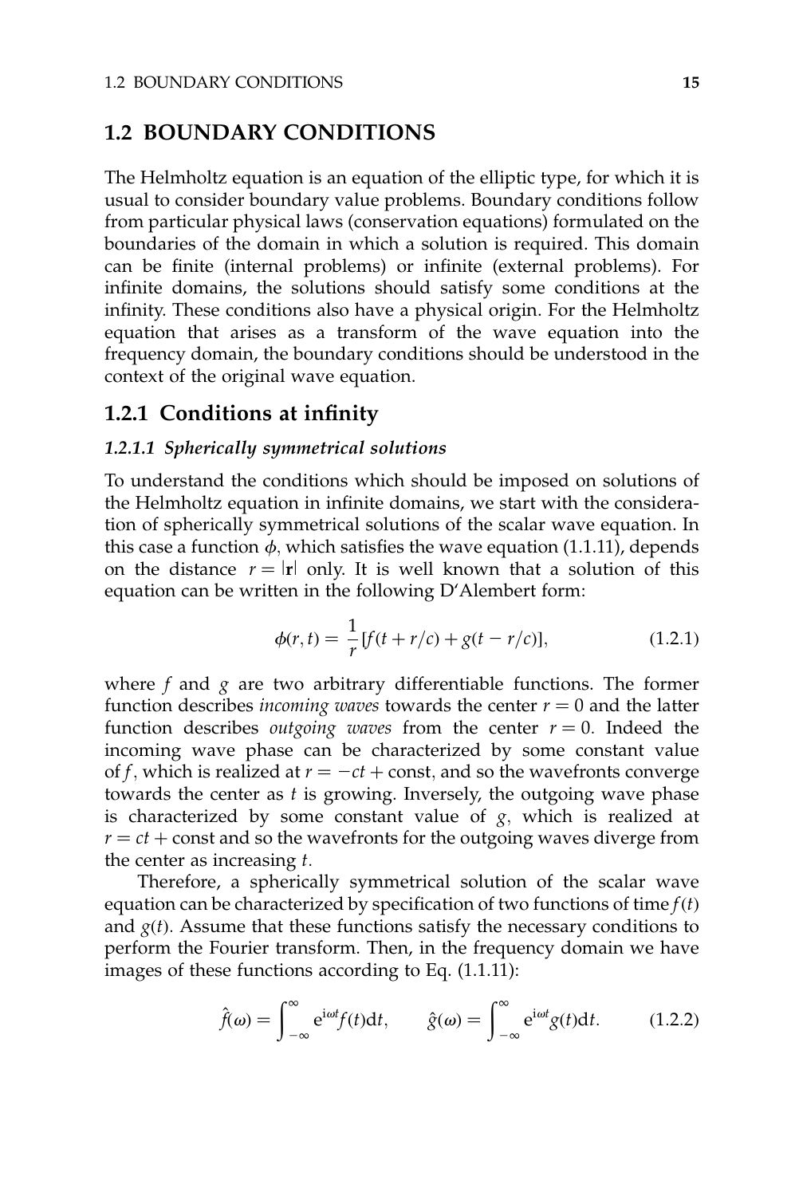## 1.2 BOUNDARY CONDITIONS

The Helmholtz equation is an equation of the elliptic type, for which it is usual to consider boundary value problems. Boundary conditions follow from particular physical laws (conservation equations) formulated on the boundaries of the domain in which a solution is required. This domain can be finite (internal problems) or infinite (external problems). For infinite domains, the solutions should satisfy some conditions at the infinity. These conditions also have a physical origin. For the Helmholtz equation that arises as a transform of the wave equation into the frequency domain, the boundary conditions should be understood in the context of the original wave equation.

### 1.2.1 Conditions at infinity

#### *1.2.1.1 Spherically symmetrical solutions*

To understand the conditions which should be imposed on solutions of the Helmholtz equation in infinite domains, we start with the consideration of spherically symmetrical solutions of the scalar wave equation. In this case a function $\phi$, which satisfies the wave equation (1.1.11), depends on the distance $r = |\mathbf{r}|$ only. It is well known that a solution of this equation can be written in the following D'Alembert form:

$$\phi(r,t) = \frac{1}{r}[f(t + r/c) + g(t - r/c)], \tag{1.2.1}$$

where $f$ and $g$ are two arbitrary differentiable functions. The former function describes *incoming waves* towards the center $r = 0$ and the latter function describes *outgoing waves* from the center $r = 0$. Indeed the incoming wave phase can be characterized by some constant value of $f$, which is realized at $r = -ct + \text{const}$, and so the wavefronts converge towards the center as $t$ is growing. Inversely, the outgoing wave phase is characterized by some constant value of $g$, which is realized at $r = ct + \text{const}$ and so the wavefronts for the outgoing waves diverge from the center as increasing $t$.

Therefore, a spherically symmetrical solution of the scalar wave equation can be characterized by specification of two functions of time $f(t)$ and $g(t)$. Assume that these functions satisfy the necessary conditions to perform the Fourier transform. Then, in the frequency domain we have images of these functions according to Eq. (1.1.11):

$$\hat{f}(\omega) = \int_{-\infty}^{\infty} e^{i\omega t} f(t)dt, \qquad \hat{g}(\omega) = \int_{-\infty}^{\infty} e^{i\omega t} g(t)dt. \tag{1.2.2}$$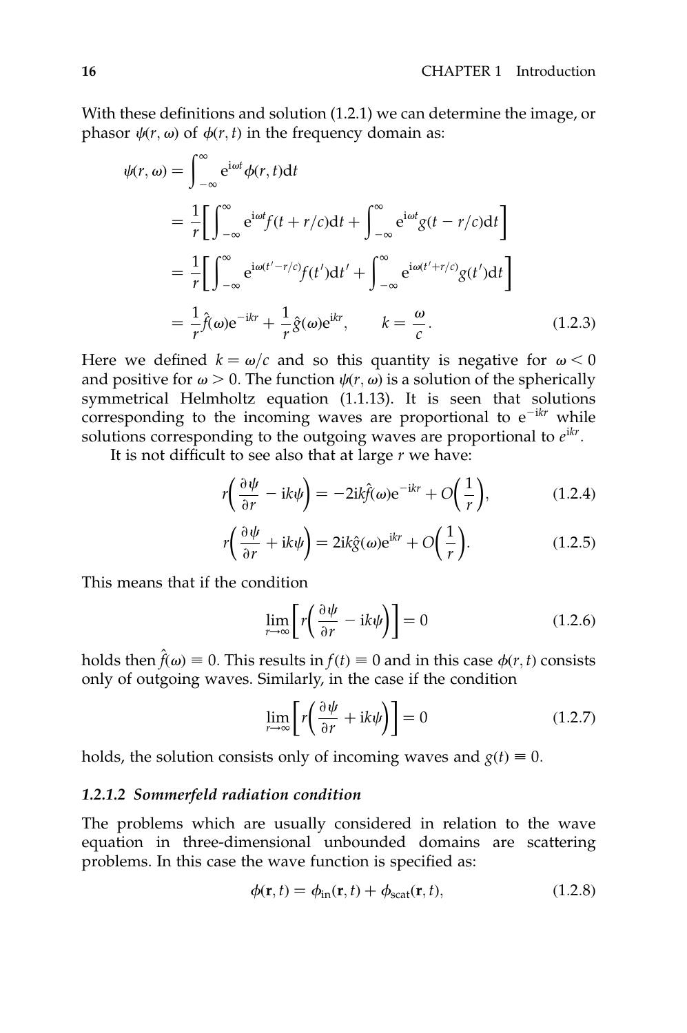With these definitions and solution (1.2.1) we can determine the image, or phasor $\psi(r,\omega)$ of $\phi(r,t)$ in the frequency domain as:

$$
\begin{aligned}
\psi(r,\omega) &= \int_{-\infty}^{\infty} \mathrm{e}^{\mathrm{i}\omega t}\phi(r,t)\mathrm{d}t \\
&= \frac{1}{r}\left[\int_{-\infty}^{\infty} \mathrm{e}^{\mathrm{i}\omega t} f(t+r/c)\mathrm{d}t + \int_{-\infty}^{\infty} \mathrm{e}^{\mathrm{i}\omega t} g(t-r/c)\mathrm{d}t\right] \\
&= \frac{1}{r}\left[\int_{-\infty}^{\infty} \mathrm{e}^{\mathrm{i}\omega(t'-r/c)} f(t')\mathrm{d}t' + \int_{-\infty}^{\infty} \mathrm{e}^{\mathrm{i}\omega(t'+r/c)} g(t')\mathrm{d}t\right] \\
&= \frac{1}{r}\hat{f}(\omega)\mathrm{e}^{-\mathrm{i}kr} + \frac{1}{r}\hat{g}(\omega)\mathrm{e}^{\mathrm{i}kr}, \qquad k = \frac{\omega}{c}.
\end{aligned}
\tag{1.2.3}
$$

Here we defined $k = \omega/c$ and so this quantity is negative for $\omega < 0$ and positive for $\omega > 0$. The function $\psi(r,\omega)$ is a solution of the spherically symmetrical Helmholtz equation (1.1.13). It is seen that solutions corresponding to the incoming waves are proportional to $\mathrm{e}^{-\mathrm{i}kr}$ while solutions corresponding to the outgoing waves are proportional to $e^{\mathrm{i}kr}$.

It is not difficult to see also that at large $r$ we have:

$$
r\left(\frac{\partial \psi}{\partial r} - \mathrm{i}k\psi\right) = -2\mathrm{i}k\hat{f}(\omega)\mathrm{e}^{-\mathrm{i}kr} + O\left(\frac{1}{r}\right),
\tag{1.2.4}
$$

$$
r\left(\frac{\partial \psi}{\partial r} + \mathrm{i}k\psi\right) = 2\mathrm{i}k\hat{g}(\omega)\mathrm{e}^{\mathrm{i}kr} + O\left(\frac{1}{r}\right).
\tag{1.2.5}
$$

This means that if the condition

$$
\lim_{r\to\infty}\left[r\left(\frac{\partial \psi}{\partial r} - \mathrm{i}k\psi\right)\right] = 0
\tag{1.2.6}
$$

holds then $\hat{f}(\omega) \equiv 0$. This results in $f(t) \equiv 0$ and in this case $\phi(r,t)$ consists only of outgoing waves. Similarly, in the case if the condition

$$
\lim_{r\to\infty}\left[r\left(\frac{\partial \psi}{\partial r} + \mathrm{i}k\psi\right)\right] = 0
\tag{1.2.7}
$$

holds, the solution consists only of incoming waves and $g(t) \equiv 0$.

#### *1.2.1.2 Sommerfeld radiation condition*

The problems which are usually considered in relation to the wave equation in three-dimensional unbounded domains are scattering problems. In this case the wave function is specified as:

$$
\phi(\mathbf{r},t) = \phi_{\mathrm{in}}(\mathbf{r},t) + \phi_{\mathrm{scat}}(\mathbf{r},t),
\tag{1.2.8}
$$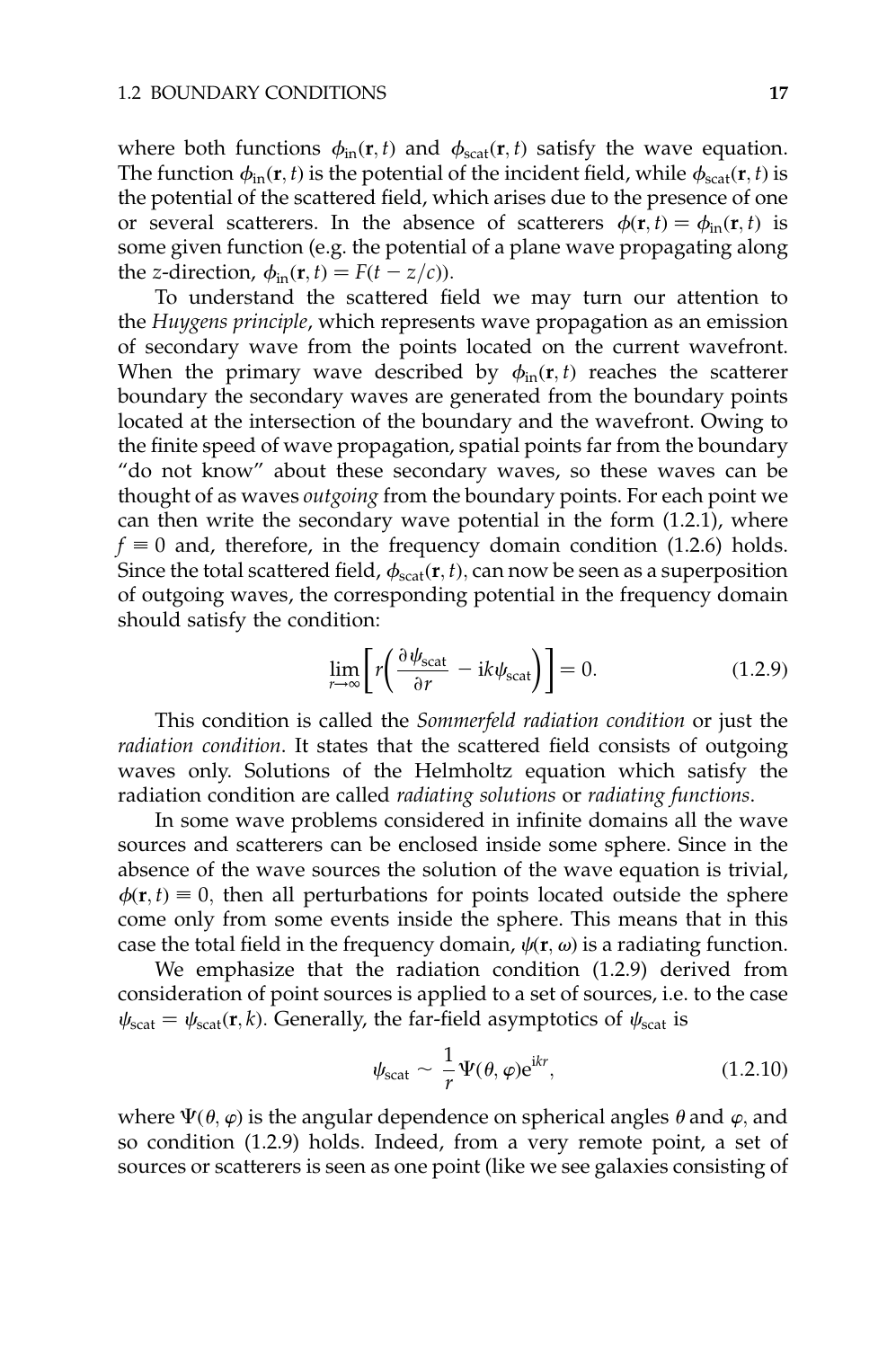where both functions $\phi_{\text{in}}(\mathbf{r}, t)$ and $\phi_{\text{scat}}(\mathbf{r}, t)$ satisfy the wave equation. The function $\phi_{\text{in}}(\mathbf{r}, t)$ is the potential of the incident field, while $\phi_{\text{scat}}(\mathbf{r}, t)$ is the potential of the scattered field, which arises due to the presence of one or several scatterers. In the absence of scatterers $\phi(\mathbf{r}, t) = \phi_{\text{in}}(\mathbf{r}, t)$ is some given function (e.g. the potential of a plane wave propagating along the $z$-direction, $\phi_{\text{in}}(\mathbf{r}, t) = F(t - z/c)$).

To understand the scattered field we may turn our attention to the *Huygens principle*, which represents wave propagation as an emission of secondary wave from the points located on the current wavefront. When the primary wave described by $\phi_{\text{in}}(\mathbf{r}, t)$ reaches the scatterer boundary the secondary waves are generated from the boundary points located at the intersection of the boundary and the wavefront. Owing to the finite speed of wave propagation, spatial points far from the boundary "do not know" about these secondary waves, so these waves can be thought of as waves *outgoing* from the boundary points. For each point we can then write the secondary wave potential in the form (1.2.1), where $f \equiv 0$ and, therefore, in the frequency domain condition (1.2.6) holds. Since the total scattered field, $\phi_{\text{scat}}(\mathbf{r}, t)$, can now be seen as a superposition of outgoing waves, the corresponding potential in the frequency domain should satisfy the condition:

$$\lim_{r \to \infty} \left[ r \left( \frac{\partial \psi_{\text{scat}}}{\partial r} - \mathrm{i}k\psi_{\text{scat}} \right) \right] = 0. \tag{1.2.9}$$

This condition is called the *Sommerfeld radiation condition* or just the *radiation condition*. It states that the scattered field consists of outgoing waves only. Solutions of the Helmholtz equation which satisfy the radiation condition are called *radiating solutions* or *radiating functions*.

In some wave problems considered in infinite domains all the wave sources and scatterers can be enclosed inside some sphere. Since in the absence of the wave sources the solution of the wave equation is trivial, $\phi(\mathbf{r}, t) \equiv 0$, then all perturbations for points located outside the sphere come only from some events inside the sphere. This means that in this case the total field in the frequency domain, $\psi(\mathbf{r}, \omega)$ is a radiating function.

We emphasize that the radiation condition (1.2.9) derived from consideration of point sources is applied to a set of sources, i.e. to the case $\psi_{\text{scat}} = \psi_{\text{scat}}(\mathbf{r}, k)$. Generally, the far-field asymptotics of $\psi_{\text{scat}}$ is

$$\psi_{\text{scat}} \sim \frac{1}{r} \Psi(\theta, \varphi) \mathrm{e}^{\mathrm{i}kr}, \tag{1.2.10}$$

where $\Psi(\theta, \varphi)$ is the angular dependence on spherical angles $\theta$ and $\varphi$, and so condition (1.2.9) holds. Indeed, from a very remote point, a set of sources or scatterers is seen as one point (like we see galaxies consisting of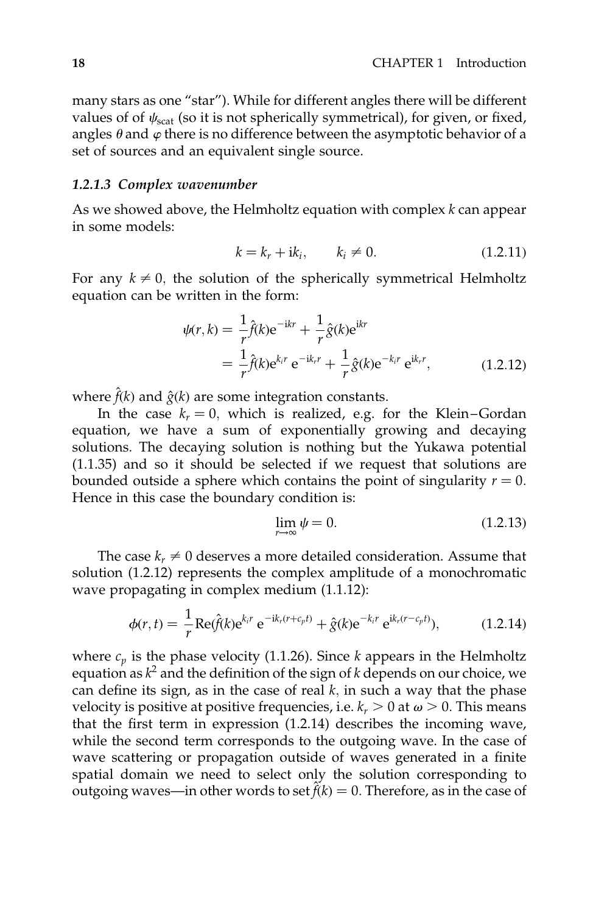many stars as one "star"). While for different angles there will be different values of of $\psi_{\text{scat}}$ (so it is not spherically symmetrical), for given, or fixed, angles $\theta$ and $\varphi$ there is no difference between the asymptotic behavior of a set of sources and an equivalent single source.

#### *1.2.1.3 Complex wavenumber*

As we showed above, the Helmholtz equation with complex $k$ can appear in some models:

$$k = k_r + \mathrm{i}k_i, \qquad k_i \neq 0. \tag{1.2.11}$$

For any $k \neq 0$, the solution of the spherically symmetrical Helmholtz equation can be written in the form:

$$\begin{aligned}\psi(r,k) &= \frac{1}{r}\hat{f}(k)\mathrm{e}^{-\mathrm{i}kr} + \frac{1}{r}\hat{g}(k)\mathrm{e}^{\mathrm{i}kr} \\ &= \frac{1}{r}\hat{f}(k)\mathrm{e}^{k_i r}\,\mathrm{e}^{-\mathrm{i}k_r r} + \frac{1}{r}\hat{g}(k)\mathrm{e}^{-k_i r}\,\mathrm{e}^{\mathrm{i}k_r r},\end{aligned} \tag{1.2.12}$$

where $\hat{f}(k)$ and $\hat{g}(k)$ are some integration constants.

In the case $k_r = 0$, which is realized, e.g. for the Klein–Gordan equation, we have a sum of exponentially growing and decaying solutions. The decaying solution is nothing but the Yukawa potential (1.1.35) and so it should be selected if we request that solutions are bounded outside a sphere which contains the point of singularity $r = 0$. Hence in this case the boundary condition is:

$$\lim_{r \to \infty} \psi = 0. \tag{1.2.13}$$

The case $k_r \neq 0$ deserves a more detailed consideration. Assume that solution (1.2.12) represents the complex amplitude of a monochromatic wave propagating in complex medium (1.1.12):

$$\phi(r,t) = \frac{1}{r}\mathrm{Re}(\hat{f}(k)\mathrm{e}^{k_i r}\,\mathrm{e}^{-\mathrm{i}k_r(r+c_p t)} + \hat{g}(k)\mathrm{e}^{-k_i r}\,\mathrm{e}^{\mathrm{i}k_r(r-c_p t)}), \tag{1.2.14}$$

where $c_p$ is the phase velocity (1.1.26). Since $k$ appears in the Helmholtz equation as $k^2$ and the definition of the sign of $k$ depends on our choice, we can define its sign, as in the case of real $k$, in such a way that the phase velocity is positive at positive frequencies, i.e. $k_r > 0$ at $\omega > 0$. This means that the first term in expression (1.2.14) describes the incoming wave, while the second term corresponds to the outgoing wave. In the case of wave scattering or propagation outside of waves generated in a finite spatial domain we need to select only the solution corresponding to outgoing waves—in other words to set $\hat{f}(k) = 0$. Therefore, as in the case of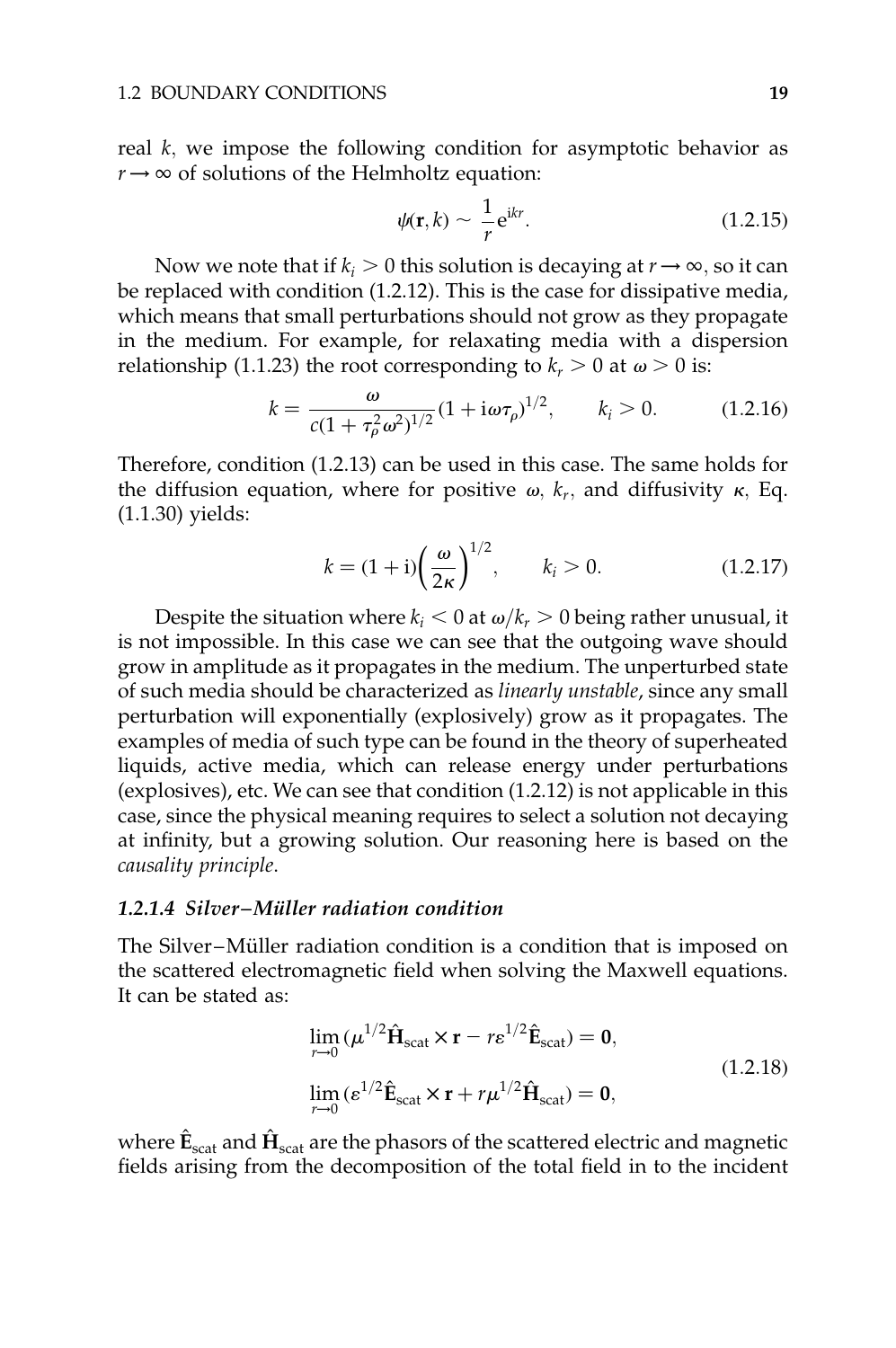real $k$, we impose the following condition for asymptotic behavior as $r \to \infty$ of solutions of the Helmholtz equation:

$$\psi(\mathbf{r}, k) \sim \frac{1}{r} e^{ikr}. \tag{1.2.15}$$

Now we note that if $k_i > 0$ this solution is decaying at $r \to \infty$, so it can be replaced with condition (1.2.12). This is the case for dissipative media, which means that small perturbations should not grow as they propagate in the medium. For example, for relaxating media with a dispersion relationship (1.1.23) the root corresponding to $k_r > 0$ at $\omega > 0$ is:

$$k = \frac{\omega}{c(1 + \tau_\rho^2 \omega^2)^{1/2}} (1 + i\omega\tau_\rho)^{1/2}, \qquad k_i > 0. \tag{1.2.16}$$

Therefore, condition (1.2.13) can be used in this case. The same holds for the diffusion equation, where for positive $\omega$, $k_r$, and diffusivity $\kappa$, Eq. (1.1.30) yields:

$$k = (1 + i)\left(\frac{\omega}{2\kappa}\right)^{1/2}, \qquad k_i > 0. \tag{1.2.17}$$

Despite the situation where $k_i < 0$ at $\omega/k_r > 0$ being rather unusual, it is not impossible. In this case we can see that the outgoing wave should grow in amplitude as it propagates in the medium. The unperturbed state of such media should be characterized as *linearly unstable*, since any small perturbation will exponentially (explosively) grow as it propagates. The examples of media of such type can be found in the theory of superheated liquids, active media, which can release energy under perturbations (explosives), etc. We can see that condition (1.2.12) is not applicable in this case, since the physical meaning requires to select a solution not decaying at infinity, but a growing solution. Our reasoning here is based on the *causality principle*.

#### *1.2.1.4 Silver–Müller radiation condition*

The Silver–Müller radiation condition is a condition that is imposed on the scattered electromagnetic field when solving the Maxwell equations. It can be stated as:

$$\begin{aligned}
&\lim_{r \to 0} (\mu^{1/2} \hat{\mathbf{H}}_{\text{scat}} \times \mathbf{r} - r\varepsilon^{1/2} \hat{\mathbf{E}}_{\text{scat}}) = \mathbf{0}, \\
&\lim_{r \to 0} (\varepsilon^{1/2} \hat{\mathbf{E}}_{\text{scat}} \times \mathbf{r} + r\mu^{1/2} \hat{\mathbf{H}}_{\text{scat}}) = \mathbf{0},
\end{aligned} \tag{1.2.18}$$

where $\hat{\mathbf{E}}_{\text{scat}}$ and $\hat{\mathbf{H}}_{\text{scat}}$ are the phasors of the scattered electric and magnetic fields arising from the decomposition of the total field in to the incident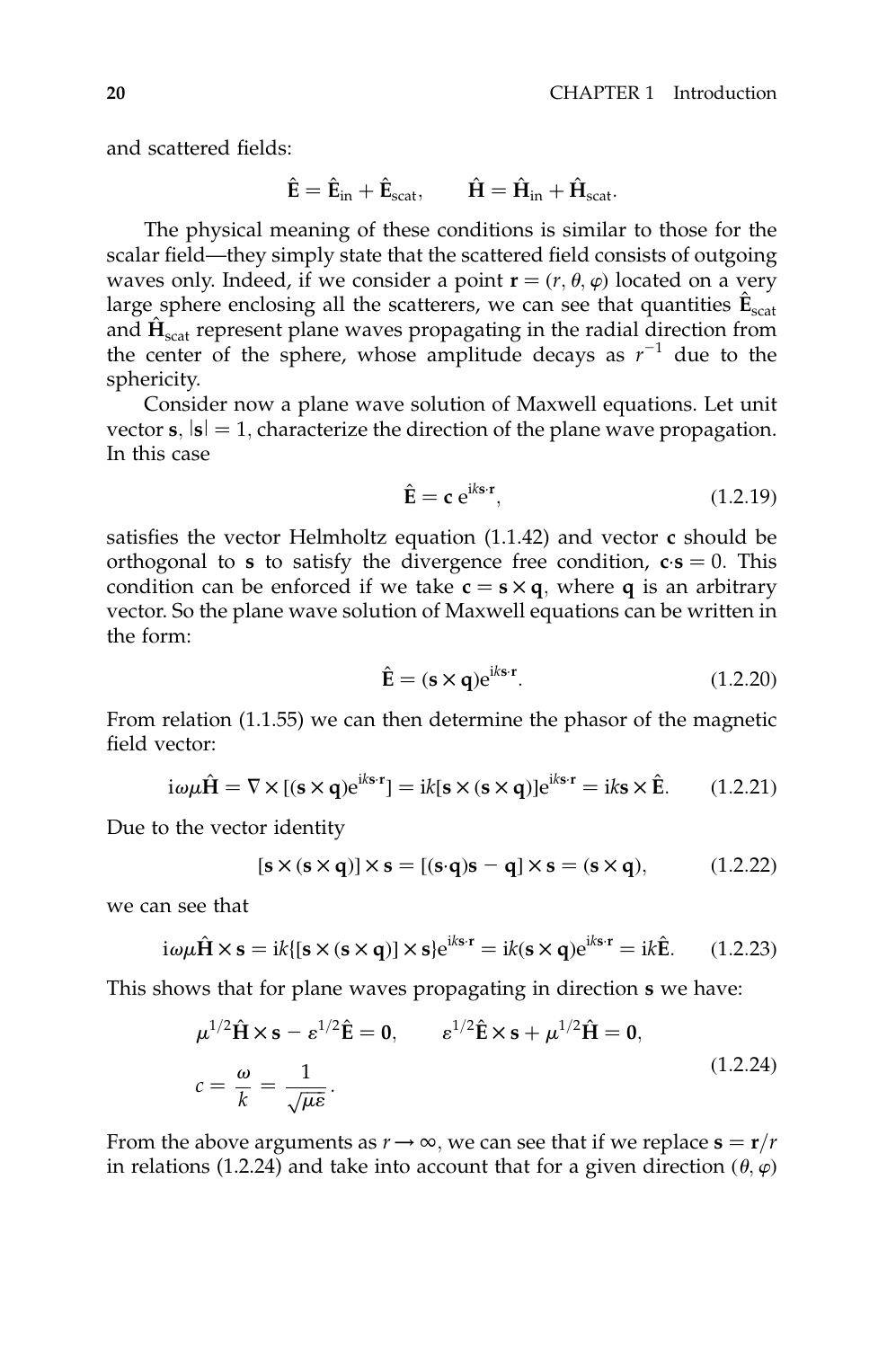and scattered fields:

$$\hat{\mathbf{E}} = \hat{\mathbf{E}}_{\text{in}} + \hat{\mathbf{E}}_{\text{scat}}, \qquad \hat{\mathbf{H}} = \hat{\mathbf{H}}_{\text{in}} + \hat{\mathbf{H}}_{\text{scat}}.$$

The physical meaning of these conditions is similar to those for the scalar field—they simply state that the scattered field consists of outgoing waves only. Indeed, if we consider a point $\mathbf{r} = (r, \theta, \varphi)$ located on a very large sphere enclosing all the scatterers, we can see that quantities $\hat{\mathbf{E}}_{\text{scat}}$ and $\hat{\mathbf{H}}_{\text{scat}}$ represent plane waves propagating in the radial direction from the center of the sphere, whose amplitude decays as $r^{-1}$ due to the sphericity.

Consider now a plane wave solution of Maxwell equations. Let unit vector $\mathbf{s}$, $|\mathbf{s}| = 1$, characterize the direction of the plane wave propagation. In this case

$$\hat{\mathbf{E}} = \mathbf{c}\, \mathrm{e}^{\mathrm{i}k\mathbf{s}\cdot\mathbf{r}}, \tag{1.2.19}$$

satisfies the vector Helmholtz equation (1.1.42) and vector $\mathbf{c}$ should be orthogonal to $\mathbf{s}$ to satisfy the divergence free condition, $\mathbf{c}\cdot\mathbf{s} = 0$. This condition can be enforced if we take $\mathbf{c} = \mathbf{s} \times \mathbf{q}$, where $\mathbf{q}$ is an arbitrary vector. So the plane wave solution of Maxwell equations can be written in the form:

$$\hat{\mathbf{E}} = (\mathbf{s} \times \mathbf{q})\mathrm{e}^{\mathrm{i}k\mathbf{s}\cdot\mathbf{r}}. \tag{1.2.20}$$

From relation (1.1.55) we can then determine the phasor of the magnetic field vector:

$$\mathrm{i}\omega\mu\hat{\mathbf{H}} = \nabla \times [(\mathbf{s} \times \mathbf{q})\mathrm{e}^{\mathrm{i}k\mathbf{s}\cdot\mathbf{r}}] = \mathrm{i}k[\mathbf{s} \times (\mathbf{s} \times \mathbf{q})]\mathrm{e}^{\mathrm{i}k\mathbf{s}\cdot\mathbf{r}} = \mathrm{i}k\mathbf{s} \times \hat{\mathbf{E}}. \tag{1.2.21}$$

Due to the vector identity

$$[\mathbf{s} \times (\mathbf{s} \times \mathbf{q})] \times \mathbf{s} = [(\mathbf{s}\cdot\mathbf{q})\mathbf{s} - \mathbf{q}] \times \mathbf{s} = (\mathbf{s} \times \mathbf{q}), \tag{1.2.22}$$

we can see that

$$\mathrm{i}\omega\mu\hat{\mathbf{H}} \times \mathbf{s} = \mathrm{i}k\{[\mathbf{s} \times (\mathbf{s} \times \mathbf{q})] \times \mathbf{s}\}\mathrm{e}^{\mathrm{i}k\mathbf{s}\cdot\mathbf{r}} = \mathrm{i}k(\mathbf{s} \times \mathbf{q})\mathrm{e}^{\mathrm{i}k\mathbf{s}\cdot\mathbf{r}} = \mathrm{i}k\hat{\mathbf{E}}. \tag{1.2.23}$$

This shows that for plane waves propagating in direction $\mathbf{s}$ we have:

$$\mu^{1/2}\hat{\mathbf{H}} \times \mathbf{s} - \varepsilon^{1/2}\hat{\mathbf{E}} = \mathbf{0}, \qquad \varepsilon^{1/2}\hat{\mathbf{E}} \times \mathbf{s} + \mu^{1/2}\hat{\mathbf{H}} = \mathbf{0},$$
$$c = \frac{\omega}{k} = \frac{1}{\sqrt{\mu\varepsilon}}. \tag{1.2.24}$$

From the above arguments as $r \to \infty$, we can see that if we replace $\mathbf{s} = \mathbf{r}/r$ in relations (1.2.24) and take into account that for a given direction $(\theta, \varphi)$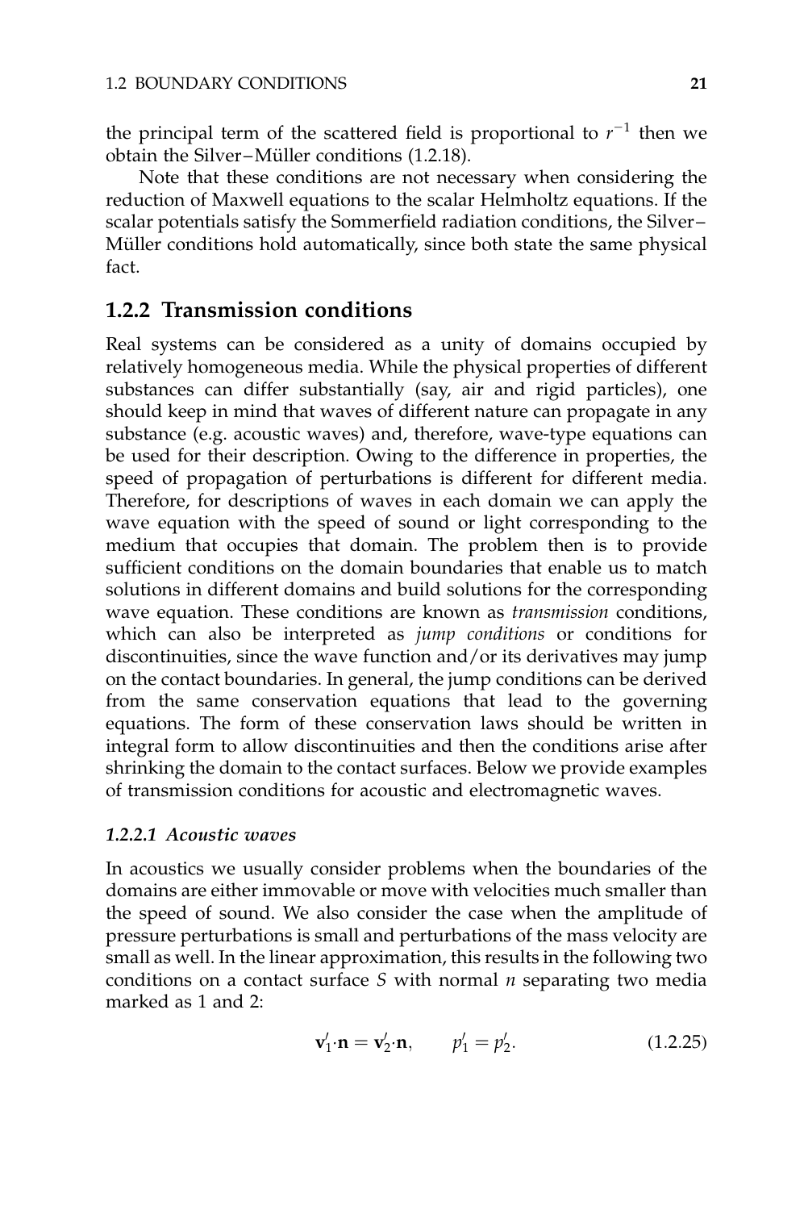the principal term of the scattered field is proportional to $r^{-1}$ then we obtain the Silver–Müller conditions (1.2.18).

Note that these conditions are not necessary when considering the reduction of Maxwell equations to the scalar Helmholtz equations. If the scalar potentials satisfy the Sommerfield radiation conditions, the Silver–Müller conditions hold automatically, since both state the same physical fact.

## 1.2.2 Transmission conditions

Real systems can be considered as a unity of domains occupied by relatively homogeneous media. While the physical properties of different substances can differ substantially (say, air and rigid particles), one should keep in mind that waves of different nature can propagate in any substance (e.g. acoustic waves) and, therefore, wave-type equations can be used for their description. Owing to the difference in properties, the speed of propagation of perturbations is different for different media. Therefore, for descriptions of waves in each domain we can apply the wave equation with the speed of sound or light corresponding to the medium that occupies that domain. The problem then is to provide sufficient conditions on the domain boundaries that enable us to match solutions in different domains and build solutions for the corresponding wave equation. These conditions are known as *transmission* conditions, which can also be interpreted as *jump conditions* or conditions for discontinuities, since the wave function and/or its derivatives may jump on the contact boundaries. In general, the jump conditions can be derived from the same conservation equations that lead to the governing equations. The form of these conservation laws should be written in integral form to allow discontinuities and then the conditions arise after shrinking the domain to the contact surfaces. Below we provide examples of transmission conditions for acoustic and electromagnetic waves.

### *1.2.2.1 Acoustic waves*

In acoustics we usually consider problems when the boundaries of the domains are either immovable or move with velocities much smaller than the speed of sound. We also consider the case when the amplitude of pressure perturbations is small and perturbations of the mass velocity are small as well. In the linear approximation, this results in the following two conditions on a contact surface $S$ with normal $n$ separating two media marked as 1 and 2:

$$\mathbf{v}_1' \cdot \mathbf{n} = \mathbf{v}_2' \cdot \mathbf{n}, \qquad p_1' = p_2'. \tag{1.2.25}$$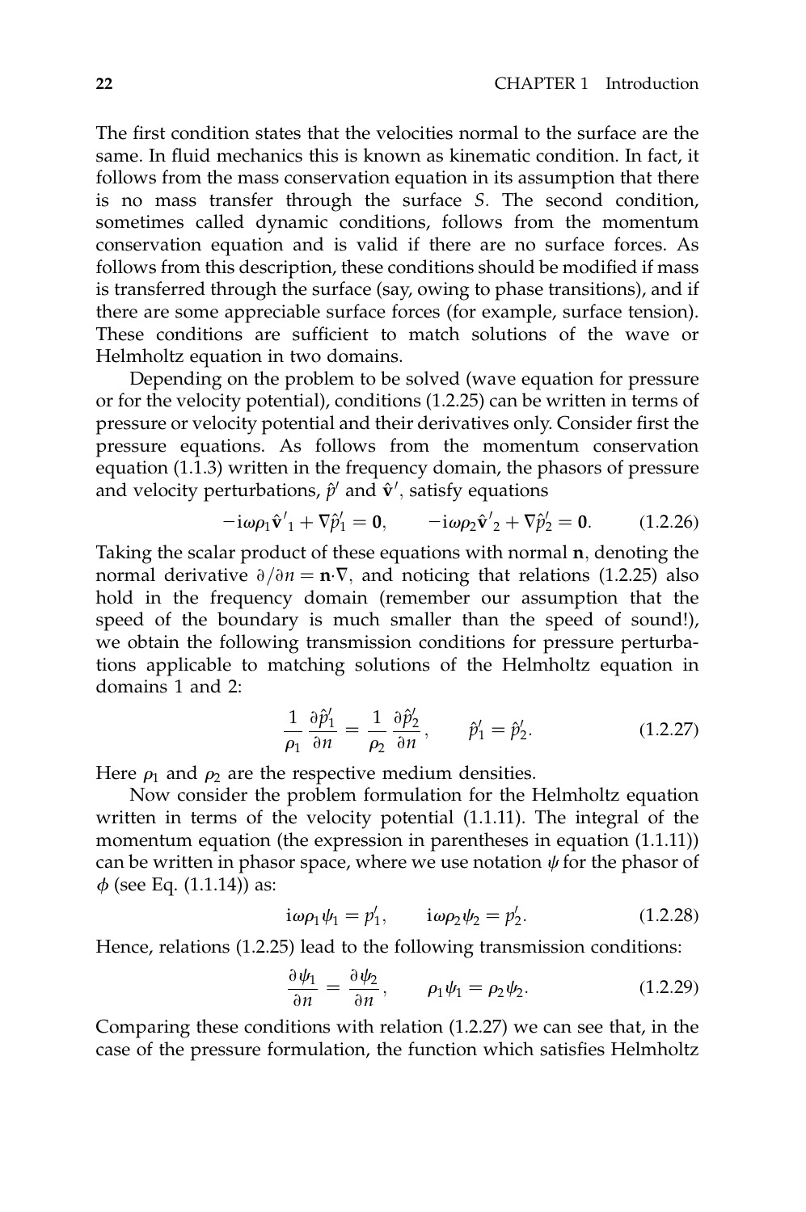The first condition states that the velocities normal to the surface are the same. In fluid mechanics this is known as kinematic condition. In fact, it follows from the mass conservation equation in its assumption that there is no mass transfer through the surface $S$. The second condition, sometimes called dynamic conditions, follows from the momentum conservation equation and is valid if there are no surface forces. As follows from this description, these conditions should be modified if mass is transferred through the surface (say, owing to phase transitions), and if there are some appreciable surface forces (for example, surface tension). These conditions are sufficient to match solutions of the wave or Helmholtz equation in two domains.

Depending on the problem to be solved (wave equation for pressure or for the velocity potential), conditions (1.2.25) can be written in terms of pressure or velocity potential and their derivatives only. Consider first the pressure equations. As follows from the momentum conservation equation (1.1.3) written in the frequency domain, the phasors of pressure and velocity perturbations, $\hat{p}'$ and $\hat{\mathbf{v}}'$, satisfy equations

$$-\mathrm{i}\omega\rho_1\hat{\mathbf{v}}'_1 + \nabla\hat{p}'_1 = \mathbf{0}, \qquad -\mathrm{i}\omega\rho_2\hat{\mathbf{v}}'_2 + \nabla\hat{p}'_2 = \mathbf{0}. \tag{1.2.26}$$

Taking the scalar product of these equations with normal $\mathbf{n}$, denoting the normal derivative $\partial/\partial n = \mathbf{n}\cdot\nabla$, and noticing that relations (1.2.25) also hold in the frequency domain (remember our assumption that the speed of the boundary is much smaller than the speed of sound!), we obtain the following transmission conditions for pressure perturbations applicable to matching solutions of the Helmholtz equation in domains 1 and 2:

$$\frac{1}{\rho_1}\frac{\partial\hat{p}'_1}{\partial n} = \frac{1}{\rho_2}\frac{\partial\hat{p}'_2}{\partial n}, \qquad \hat{p}'_1 = \hat{p}'_2. \tag{1.2.27}$$

Here $\rho_1$ and $\rho_2$ are the respective medium densities.

Now consider the problem formulation for the Helmholtz equation written in terms of the velocity potential (1.1.11). The integral of the momentum equation (the expression in parentheses in equation (1.1.11)) can be written in phasor space, where we use notation $\psi$ for the phasor of $\phi$ (see Eq. (1.1.14)) as:

$$\mathrm{i}\omega\rho_1\psi_1 = p'_1, \qquad \mathrm{i}\omega\rho_2\psi_2 = p'_2. \tag{1.2.28}$$

Hence, relations (1.2.25) lead to the following transmission conditions:

$$\frac{\partial\psi_1}{\partial n} = \frac{\partial\psi_2}{\partial n}, \qquad \rho_1\psi_1 = \rho_2\psi_2. \tag{1.2.29}$$

Comparing these conditions with relation (1.2.27) we can see that, in the case of the pressure formulation, the function which satisfies Helmholtz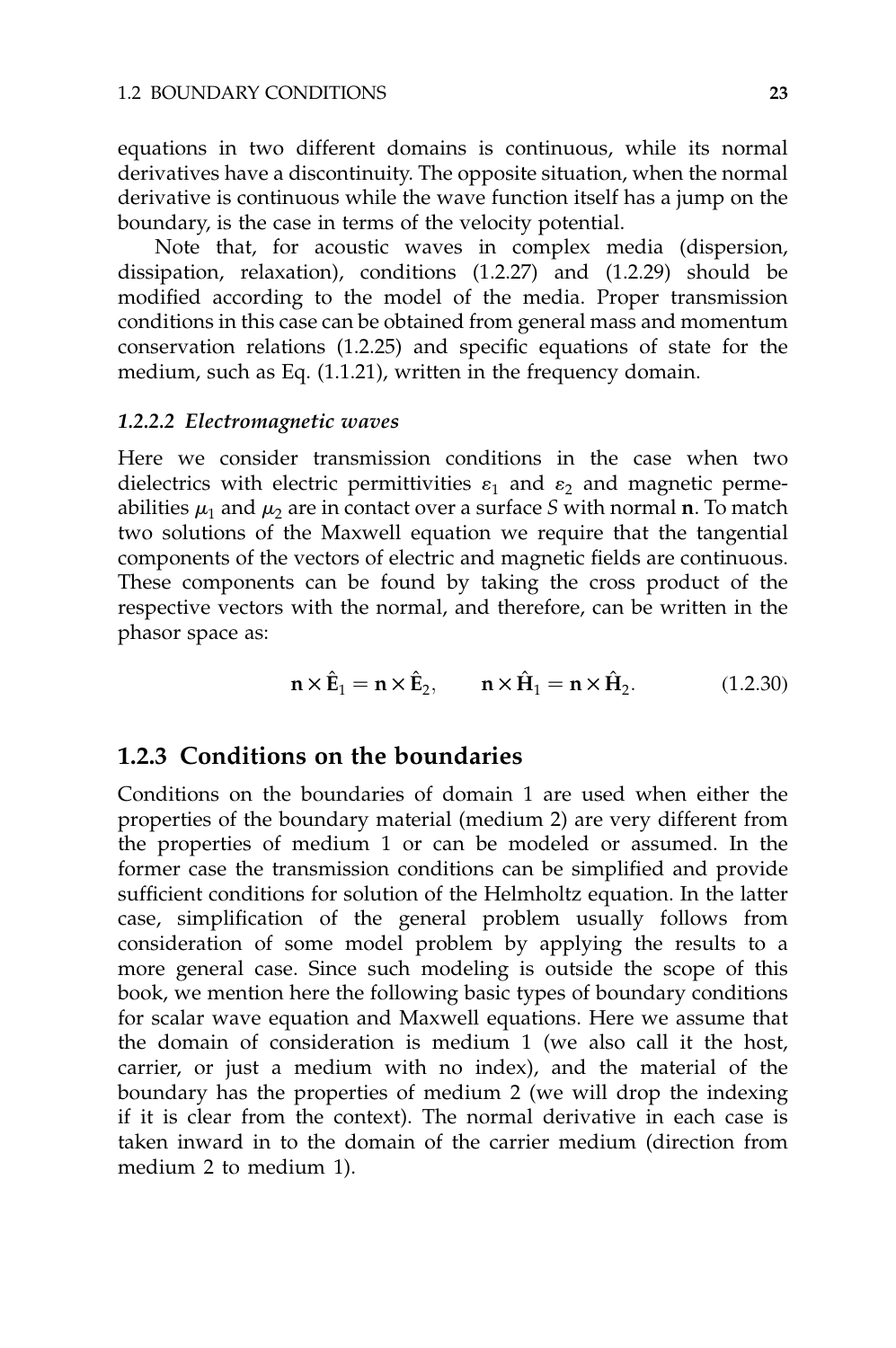equations in two different domains is continuous, while its normal derivatives have a discontinuity. The opposite situation, when the normal derivative is continuous while the wave function itself has a jump on the boundary, is the case in terms of the velocity potential.

Note that, for acoustic waves in complex media (dispersion, dissipation, relaxation), conditions (1.2.27) and (1.2.29) should be modified according to the model of the media. Proper transmission conditions in this case can be obtained from general mass and momentum conservation relations (1.2.25) and specific equations of state for the medium, such as Eq. (1.1.21), written in the frequency domain.

#### *1.2.2.2 Electromagnetic waves*

Here we consider transmission conditions in the case when two dielectrics with electric permittivities $\varepsilon_1$ and $\varepsilon_2$ and magnetic permeabilities $\mu_1$ and $\mu_2$ are in contact over a surface $S$ with normal $\mathbf{n}$. To match two solutions of the Maxwell equation we require that the tangential components of the vectors of electric and magnetic fields are continuous. These components can be found by taking the cross product of the respective vectors with the normal, and therefore, can be written in the phasor space as:

$$\mathbf{n} \times \hat{\mathbf{E}}_1 = \mathbf{n} \times \hat{\mathbf{E}}_2, \qquad \mathbf{n} \times \hat{\mathbf{H}}_1 = \mathbf{n} \times \hat{\mathbf{H}}_2. \tag{1.2.30}$$

### 1.2.3 Conditions on the boundaries

Conditions on the boundaries of domain 1 are used when either the properties of the boundary material (medium 2) are very different from the properties of medium 1 or can be modeled or assumed. In the former case the transmission conditions can be simplified and provide sufficient conditions for solution of the Helmholtz equation. In the latter case, simplification of the general problem usually follows from consideration of some model problem by applying the results to a more general case. Since such modeling is outside the scope of this book, we mention here the following basic types of boundary conditions for scalar wave equation and Maxwell equations. Here we assume that the domain of consideration is medium 1 (we also call it the host, carrier, or just a medium with no index), and the material of the boundary has the properties of medium 2 (we will drop the indexing if it is clear from the context). The normal derivative in each case is taken inward in to the domain of the carrier medium (direction from medium 2 to medium 1).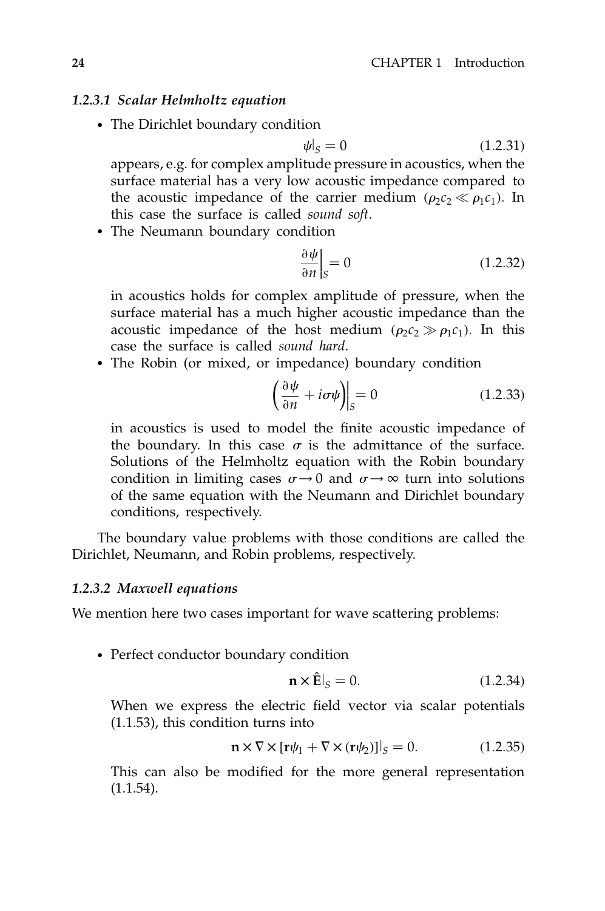#### *1.2.3.1 Scalar Helmholtz equation*

- The Dirichlet boundary condition

$$\psi|_S = 0 \tag{1.2.31}$$

  appears, e.g. for complex amplitude pressure in acoustics, when the surface material has a very low acoustic impedance compared to the acoustic impedance of the carrier medium ($\rho_2 c_2 \ll \rho_1 c_1$). In this case the surface is called *sound soft*.

- The Neumann boundary condition

$$\left.\frac{\partial \psi}{\partial n}\right|_S = 0 \tag{1.2.32}$$

  in acoustics holds for complex amplitude of pressure, when the surface material has a much higher acoustic impedance than the acoustic impedance of the host medium ($\rho_2 c_2 \gg \rho_1 c_1$). In this case the surface is called *sound hard*.

- The Robin (or mixed, or impedance) boundary condition

$$\left.\left(\frac{\partial \psi}{\partial n} + i\sigma\psi\right)\right|_S = 0 \tag{1.2.33}$$

  in acoustics is used to model the finite acoustic impedance of the boundary. In this case $\sigma$ is the admittance of the surface. Solutions of the Helmholtz equation with the Robin boundary condition in limiting cases $\sigma \to 0$ and $\sigma \to \infty$ turn into solutions of the same equation with the Neumann and Dirichlet boundary conditions, respectively.

The boundary value problems with those conditions are called the Dirichlet, Neumann, and Robin problems, respectively.

#### *1.2.3.2 Maxwell equations*

We mention here two cases important for wave scattering problems:

- Perfect conductor boundary condition

$$\mathbf{n} \times \hat{\mathbf{E}}|_S = 0. \tag{1.2.34}$$

  When we express the electric field vector via scalar potentials (1.1.53), this condition turns into

$$\mathbf{n} \times \nabla \times [\mathbf{r}\psi_1 + \nabla \times (\mathbf{r}\psi_2)]|_S = 0. \tag{1.2.35}$$

  This can also be modified for the more general representation (1.1.54).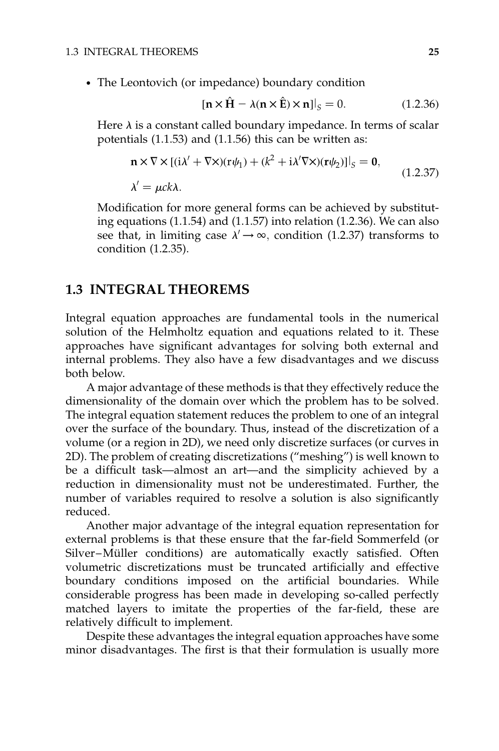- The Leontovich (or impedance) boundary condition

$$[\mathbf{n}\times\hat{\mathbf{H}} - \lambda(\mathbf{n}\times\hat{\mathbf{E}})\times\mathbf{n}]|_S = 0. \tag{1.2.36}$$

  Here $\lambda$ is a constant called boundary impedance. In terms of scalar potentials (1.1.53) and (1.1.56) this can be written as:

$$\begin{aligned} &\mathbf{n}\times\nabla\times[(\mathrm{i}\lambda' + \nabla\times)(\mathbf{r}\psi_1) + (k^2 + \mathrm{i}\lambda'\nabla\times)(\mathbf{r}\psi_2)]|_S = \mathbf{0}, \\ &\lambda' = \mu ck\lambda. \end{aligned} \tag{1.2.37}$$

  Modification for more general forms can be achieved by substituting equations (1.1.54) and (1.1.57) into relation (1.2.36). We can also see that, in limiting case $\lambda' \to \infty$, condition (1.2.37) transforms to condition (1.2.35).

## 1.3 INTEGRAL THEOREMS

Integral equation approaches are fundamental tools in the numerical solution of the Helmholtz equation and equations related to it. These approaches have significant advantages for solving both external and internal problems. They also have a few disadvantages and we discuss both below.

A major advantage of these methods is that they effectively reduce the dimensionality of the domain over which the problem has to be solved. The integral equation statement reduces the problem to one of an integral over the surface of the boundary. Thus, instead of the discretization of a volume (or a region in 2D), we need only discretize surfaces (or curves in 2D). The problem of creating discretizations ("meshing") is well known to be a difficult task—almost an art—and the simplicity achieved by a reduction in dimensionality must not be underestimated. Further, the number of variables required to resolve a solution is also significantly reduced.

Another major advantage of the integral equation representation for external problems is that these ensure that the far-field Sommerfeld (or Silver–Müller conditions) are automatically exactly satisfied. Often volumetric discretizations must be truncated artificially and effective boundary conditions imposed on the artificial boundaries. While considerable progress has been made in developing so-called perfectly matched layers to imitate the properties of the far-field, these are relatively difficult to implement.

Despite these advantages the integral equation approaches have some minor disadvantages. The first is that their formulation is usually more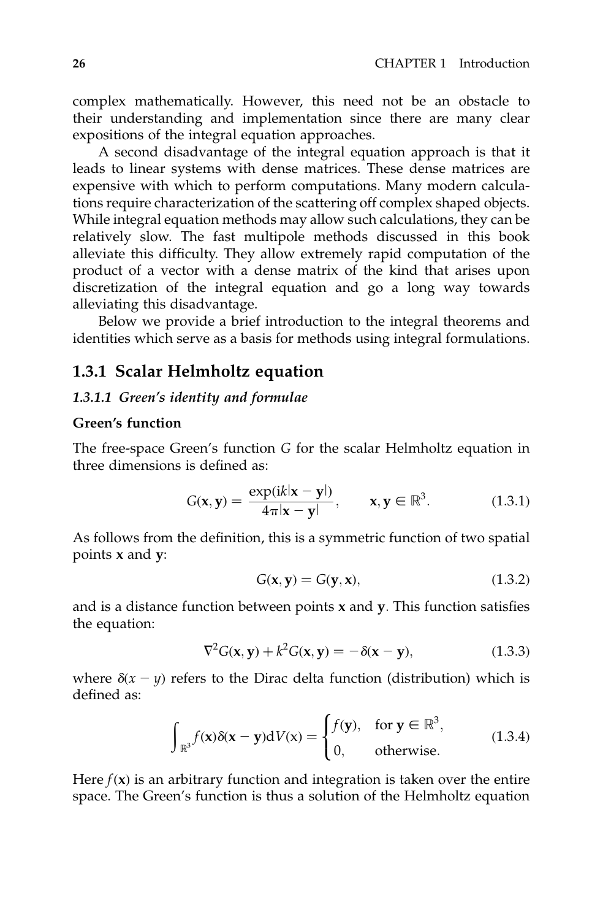complex mathematically. However, this need not be an obstacle to their understanding and implementation since there are many clear expositions of the integral equation approaches.

A second disadvantage of the integral equation approach is that it leads to linear systems with dense matrices. These dense matrices are expensive with which to perform computations. Many modern calculations require characterization of the scattering off complex shaped objects. While integral equation methods may allow such calculations, they can be relatively slow. The fast multipole methods discussed in this book alleviate this difficulty. They allow extremely rapid computation of the product of a vector with a dense matrix of the kind that arises upon discretization of the integral equation and go a long way towards alleviating this disadvantage.

Below we provide a brief introduction to the integral theorems and identities which serve as a basis for methods using integral formulations.

## 1.3.1 Scalar Helmholtz equation

### *1.3.1.1 Green's identity and formulae*

**Green's function**

The free-space Green's function $G$ for the scalar Helmholtz equation in three dimensions is defined as:

$$G(\mathbf{x}, \mathbf{y}) = \frac{\exp(\mathrm{i}k|\mathbf{x} - \mathbf{y}|)}{4\pi|\mathbf{x} - \mathbf{y}|}, \qquad \mathbf{x}, \mathbf{y} \in \mathbb{R}^3. \tag{1.3.1}$$

As follows from the definition, this is a symmetric function of two spatial points $\mathbf{x}$ and $\mathbf{y}$:

$$G(\mathbf{x}, \mathbf{y}) = G(\mathbf{y}, \mathbf{x}), \tag{1.3.2}$$

and is a distance function between points $\mathbf{x}$ and $\mathbf{y}$. This function satisfies the equation:

$$\nabla^2 G(\mathbf{x}, \mathbf{y}) + k^2 G(\mathbf{x}, \mathbf{y}) = -\delta(\mathbf{x} - \mathbf{y}), \tag{1.3.3}$$

where $\delta(x - y)$ refers to the Dirac delta function (distribution) which is defined as:

$$\int_{\mathbb{R}^3} f(\mathbf{x})\delta(\mathbf{x} - \mathbf{y})\mathrm{d}V(x) = \begin{cases} f(\mathbf{y}), & \text{for } \mathbf{y} \in \mathbb{R}^3, \\ 0, & \text{otherwise.} \end{cases} \tag{1.3.4}$$

Here $f(\mathbf{x})$ is an arbitrary function and integration is taken over the entire space. The Green's function is thus a solution of the Helmholtz equation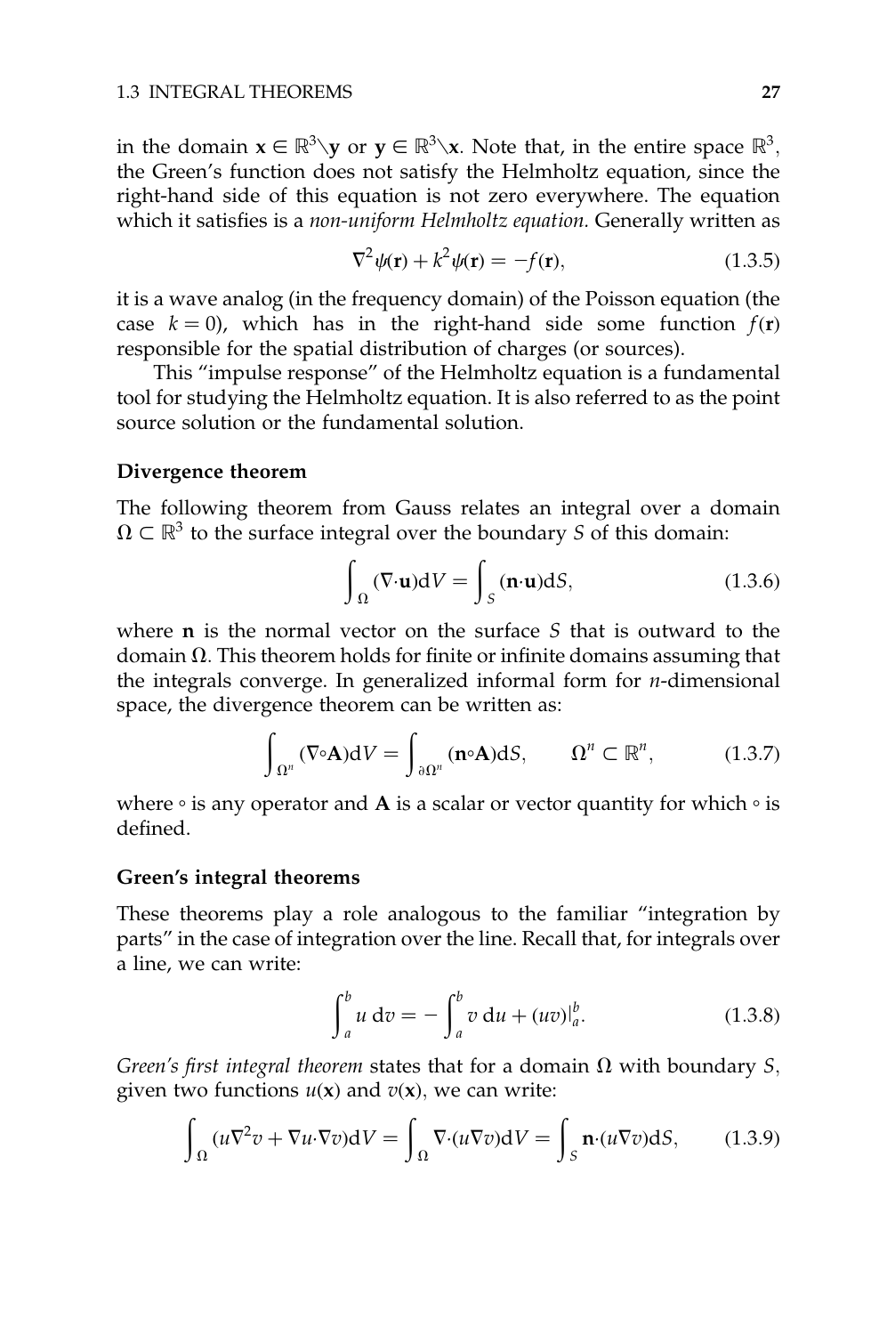in the domain $\mathbf{x} \in \mathbb{R}^3 \backslash \mathbf{y}$ or $\mathbf{y} \in \mathbb{R}^3 \backslash \mathbf{x}$. Note that, in the entire space $\mathbb{R}^3$, the Green's function does not satisfy the Helmholtz equation, since the right-hand side of this equation is not zero everywhere. The equation which it satisfies is a *non-uniform Helmholtz equation.* Generally written as

$$\nabla^2 \psi(\mathbf{r}) + k^2 \psi(\mathbf{r}) = -f(\mathbf{r}), \tag{1.3.5}$$

it is a wave analog (in the frequency domain) of the Poisson equation (the case $k = 0$), which has in the right-hand side some function $f(\mathbf{r})$ responsible for the spatial distribution of charges (or sources).

This "impulse response" of the Helmholtz equation is a fundamental tool for studying the Helmholtz equation. It is also referred to as the point source solution or the fundamental solution.

**Divergence theorem**

The following theorem from Gauss relates an integral over a domain $\Omega \subset \mathbb{R}^3$ to the surface integral over the boundary $S$ of this domain:

$$\int_{\Omega} (\nabla \cdot \mathbf{u}) \mathrm{d}V = \int_{S} (\mathbf{n} \cdot \mathbf{u}) \mathrm{d}S, \tag{1.3.6}$$

where $\mathbf{n}$ is the normal vector on the surface $S$ that is outward to the domain $\Omega$. This theorem holds for finite or infinite domains assuming that the integrals converge. In generalized informal form for $n$-dimensional space, the divergence theorem can be written as:

$$\int_{\Omega^n} (\nabla \circ \mathbf{A}) \mathrm{d}V = \int_{\partial\Omega^n} (\mathbf{n} \circ \mathbf{A}) \mathrm{d}S, \qquad \Omega^n \subset \mathbb{R}^n, \tag{1.3.7}$$

where $\circ$ is any operator and $\mathbf{A}$ is a scalar or vector quantity for which $\circ$ is defined.

**Green's integral theorems**

These theorems play a role analogous to the familiar "integration by parts" in the case of integration over the line. Recall that, for integrals over a line, we can write:

$$\int_a^b u \, \mathrm{d}v = -\int_a^b v \, \mathrm{d}u + (uv)|_a^b. \tag{1.3.8}$$

*Green's first integral theorem* states that for a domain $\Omega$ with boundary $S$, given two functions $u(\mathbf{x})$ and $v(\mathbf{x})$, we can write:

$$\int_{\Omega} (u \nabla^2 v + \nabla u \cdot \nabla v) \mathrm{d}V = \int_{\Omega} \nabla \cdot (u \nabla v) \mathrm{d}V = \int_{S} \mathbf{n} \cdot (u \nabla v) \mathrm{d}S, \tag{1.3.9}$$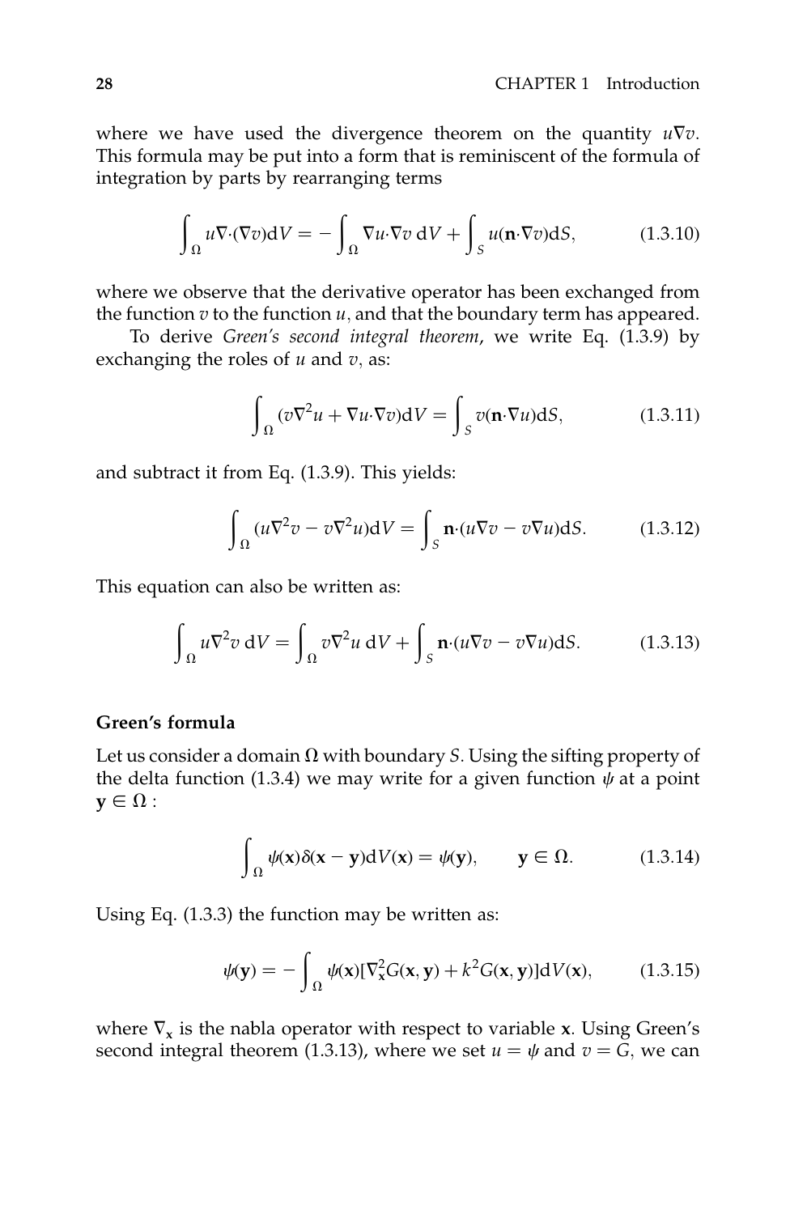where we have used the divergence theorem on the quantity $u\nabla v$. This formula may be put into a form that is reminiscent of the formula of integration by parts by rearranging terms

$$\int_{\Omega} u\nabla\cdot(\nabla v)\mathrm{d}V = -\int_{\Omega} \nabla u\cdot\nabla v \,\mathrm{d}V + \int_{S} u(\mathbf{n}\cdot\nabla v)\mathrm{d}S, \tag{1.3.10}$$

where we observe that the derivative operator has been exchanged from the function $v$ to the function $u$, and that the boundary term has appeared.

To derive *Green's second integral theorem*, we write Eq. (1.3.9) by exchanging the roles of $u$ and $v$, as:

$$\int_{\Omega} (v\nabla^2 u + \nabla u\cdot\nabla v)\mathrm{d}V = \int_{S} v(\mathbf{n}\cdot\nabla u)\mathrm{d}S, \tag{1.3.11}$$

and subtract it from Eq. (1.3.9). This yields:

$$\int_{\Omega} (u\nabla^2 v - v\nabla^2 u)\mathrm{d}V = \int_{S} \mathbf{n}\cdot(u\nabla v - v\nabla u)\mathrm{d}S. \tag{1.3.12}$$

This equation can also be written as:

$$\int_{\Omega} u\nabla^2 v \,\mathrm{d}V = \int_{\Omega} v\nabla^2 u \,\mathrm{d}V + \int_{S} \mathbf{n}\cdot(u\nabla v - v\nabla u)\mathrm{d}S. \tag{1.3.13}$$

**Green's formula**

Let us consider a domain $\Omega$ with boundary $S$. Using the sifting property of the delta function (1.3.4) we may write for a given function $\psi$ at a point $\mathbf{y} \in \Omega$ :

$$\int_{\Omega} \psi(\mathbf{x})\delta(\mathbf{x}-\mathbf{y})\mathrm{d}V(\mathbf{x}) = \psi(\mathbf{y}), \qquad \mathbf{y} \in \Omega. \tag{1.3.14}$$

Using Eq. (1.3.3) the function may be written as:

$$\psi(\mathbf{y}) = -\int_{\Omega} \psi(\mathbf{x})[\nabla^2_{\mathbf{x}} G(\mathbf{x},\mathbf{y}) + k^2 G(\mathbf{x},\mathbf{y})]\mathrm{d}V(\mathbf{x}), \tag{1.3.15}$$

where $\nabla_{\mathbf{x}}$ is the nabla operator with respect to variable $\mathbf{x}$. Using Green's second integral theorem (1.3.13), where we set $u = \psi$ and $v = G$, we can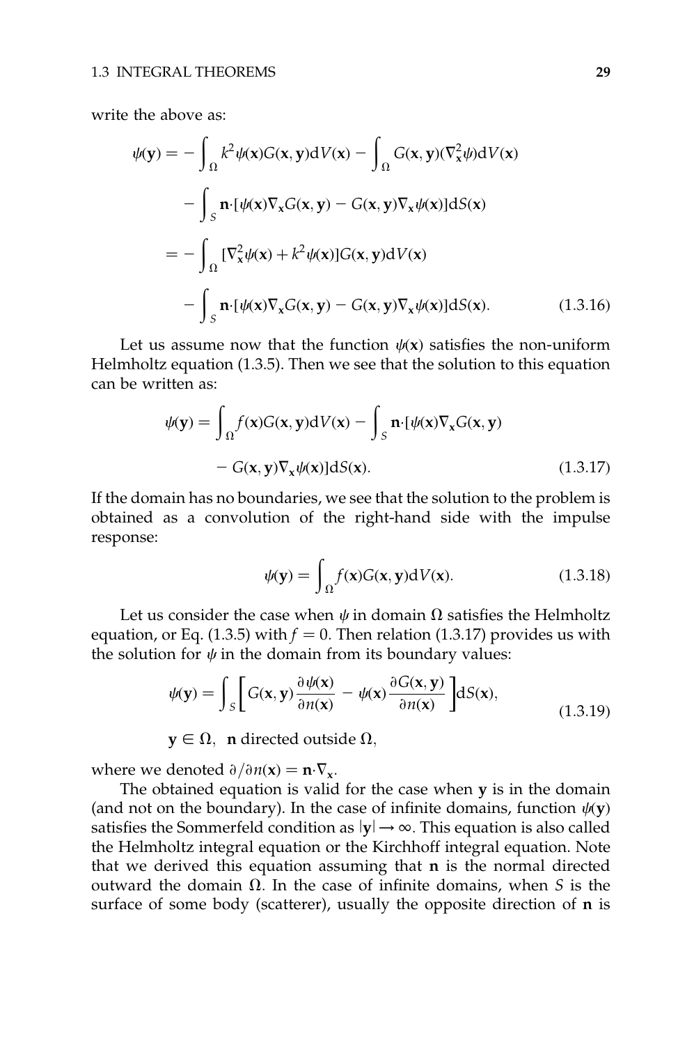write the above as:

$$
\begin{aligned}
\psi(\mathbf{y}) &= -\int_{\Omega} k^2 \psi(\mathbf{x}) G(\mathbf{x}, \mathbf{y}) \mathrm{d}V(\mathbf{x}) - \int_{\Omega} G(\mathbf{x}, \mathbf{y}) (\nabla_{\mathbf{x}}^2 \psi) \mathrm{d}V(\mathbf{x}) \\
&\quad - \int_{S} \mathbf{n} \cdot [\psi(\mathbf{x}) \nabla_{\mathbf{x}} G(\mathbf{x}, \mathbf{y}) - G(\mathbf{x}, \mathbf{y}) \nabla_{\mathbf{x}} \psi(\mathbf{x})] \mathrm{d}S(\mathbf{x}) \\
&= -\int_{\Omega} [\nabla_{\mathbf{x}}^2 \psi(\mathbf{x}) + k^2 \psi(\mathbf{x})] G(\mathbf{x}, \mathbf{y}) \mathrm{d}V(\mathbf{x}) \\
&\quad - \int_{S} \mathbf{n} \cdot [\psi(\mathbf{x}) \nabla_{\mathbf{x}} G(\mathbf{x}, \mathbf{y}) - G(\mathbf{x}, \mathbf{y}) \nabla_{\mathbf{x}} \psi(\mathbf{x})] \mathrm{d}S(\mathbf{x}). \qquad (1.3.16)
\end{aligned}
$$

Let us assume now that the function $\psi(\mathbf{x})$ satisfies the non-uniform Helmholtz equation (1.3.5). Then we see that the solution to this equation can be written as:

$$
\begin{aligned}
\psi(\mathbf{y}) &= \int_{\Omega} f(\mathbf{x}) G(\mathbf{x}, \mathbf{y}) \mathrm{d}V(\mathbf{x}) - \int_{S} \mathbf{n} \cdot [\psi(\mathbf{x}) \nabla_{\mathbf{x}} G(\mathbf{x}, \mathbf{y}) \\
&\quad - G(\mathbf{x}, \mathbf{y}) \nabla_{\mathbf{x}} \psi(\mathbf{x})] \mathrm{d}S(\mathbf{x}). \qquad (1.3.17)
\end{aligned}
$$

If the domain has no boundaries, we see that the solution to the problem is obtained as a convolution of the right-hand side with the impulse response:

$$
\psi(\mathbf{y}) = \int_{\Omega} f(\mathbf{x}) G(\mathbf{x}, \mathbf{y}) \mathrm{d}V(\mathbf{x}). \qquad (1.3.18)
$$

Let us consider the case when $\psi$ in domain $\Omega$ satisfies the Helmholtz equation, or Eq. (1.3.5) with $f = 0$. Then relation (1.3.17) provides us with the solution for $\psi$ in the domain from its boundary values:

$$
\psi(\mathbf{y}) = \int_{S} \left[ G(\mathbf{x}, \mathbf{y}) \frac{\partial \psi(\mathbf{x})}{\partial n(\mathbf{x})} - \psi(\mathbf{x}) \frac{\partial G(\mathbf{x}, \mathbf{y})}{\partial n(\mathbf{x})} \right] \mathrm{d}S(\mathbf{x}), \qquad (1.3.19)
$$

$$
\mathbf{y} \in \Omega, \quad \mathbf{n} \text{ directed outside } \Omega,
$$

where we denoted $\partial / \partial n(\mathbf{x}) = \mathbf{n} \cdot \nabla_{\mathbf{x}}$.

The obtained equation is valid for the case when $\mathbf{y}$ is in the domain (and not on the boundary). In the case of infinite domains, function $\psi(\mathbf{y})$ satisfies the Sommerfeld condition as $|\mathbf{y}| \to \infty$. This equation is also called the Helmholtz integral equation or the Kirchhoff integral equation. Note that we derived this equation assuming that $\mathbf{n}$ is the normal directed outward the domain $\Omega$. In the case of infinite domains, when $S$ is the surface of some body (scatterer), usually the opposite direction of $\mathbf{n}$ is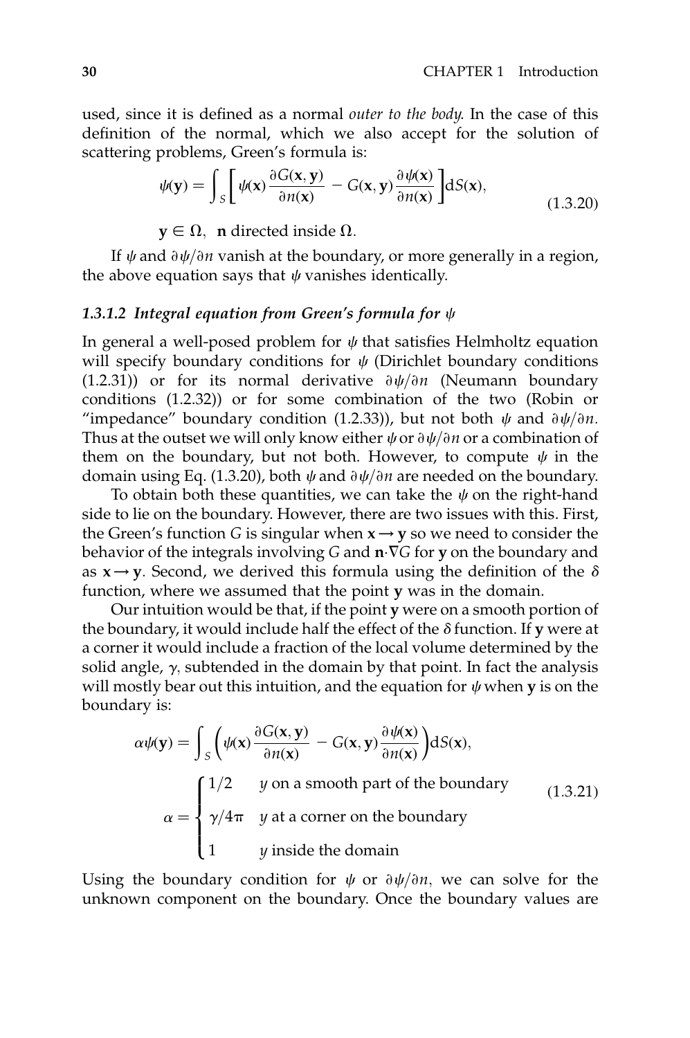used, since it is defined as a normal *outer to the body*. In the case of this definition of the normal, which we also accept for the solution of scattering problems, Green's formula is:

$$\psi(\mathbf{y}) = \int_S \left[ \psi(\mathbf{x}) \frac{\partial G(\mathbf{x}, \mathbf{y})}{\partial n(\mathbf{x})} - G(\mathbf{x}, \mathbf{y}) \frac{\partial \psi(\mathbf{x})}{\partial n(\mathbf{x})} \right] \mathrm{d}S(\mathbf{x}), \tag{1.3.20}$$

$$\mathbf{y} \in \Omega, \quad \mathbf{n} \text{ directed inside } \Omega.$$

If $\psi$ and $\partial \psi / \partial n$ vanish at the boundary, or more generally in a region, the above equation says that $\psi$ vanishes identically.

### *1.3.1.2 Integral equation from Green's formula for $\psi$*

In general a well-posed problem for $\psi$ that satisfies Helmholtz equation will specify boundary conditions for $\psi$ (Dirichlet boundary conditions (1.2.31)) or for its normal derivative $\partial \psi / \partial n$ (Neumann boundary conditions (1.2.32)) or for some combination of the two (Robin or "impedance" boundary condition (1.2.33)), but not both $\psi$ and $\partial \psi / \partial n$. Thus at the outset we will only know either $\psi$ or $\partial \psi / \partial n$ or a combination of them on the boundary, but not both. However, to compute $\psi$ in the domain using Eq. (1.3.20), both $\psi$ and $\partial \psi / \partial n$ are needed on the boundary.

To obtain both these quantities, we can take the $\psi$ on the right-hand side to lie on the boundary. However, there are two issues with this. First, the Green's function $G$ is singular when $\mathbf{x} \to \mathbf{y}$ so we need to consider the behavior of the integrals involving $G$ and $\mathbf{n} \cdot \nabla G$ for $\mathbf{y}$ on the boundary and as $\mathbf{x} \to \mathbf{y}$. Second, we derived this formula using the definition of the $\delta$ function, where we assumed that the point $\mathbf{y}$ was in the domain.

Our intuition would be that, if the point $\mathbf{y}$ were on a smooth portion of the boundary, it would include half the effect of the $\delta$ function. If $\mathbf{y}$ were at a corner it would include a fraction of the local volume determined by the solid angle, $\gamma$, subtended in the domain by that point. In fact the analysis will mostly bear out this intuition, and the equation for $\psi$ when $\mathbf{y}$ is on the boundary is:

$$\alpha \psi(\mathbf{y}) = \int_S \left( \psi(\mathbf{x}) \frac{\partial G(\mathbf{x}, \mathbf{y})}{\partial n(\mathbf{x})} - G(\mathbf{x}, \mathbf{y}) \frac{\partial \psi(\mathbf{x})}{\partial n(\mathbf{x})} \right) \mathrm{d}S(\mathbf{x}),$$

$$\alpha = \begin{cases} 1/2 & y \text{ on a smooth part of the boundary} \\ \gamma / 4\pi & y \text{ at a corner on the boundary} \\ 1 & y \text{ inside the domain} \end{cases} \tag{1.3.21}$$

Using the boundary condition for $\psi$ or $\partial \psi / \partial n$, we can solve for the unknown component on the boundary. Once the boundary values are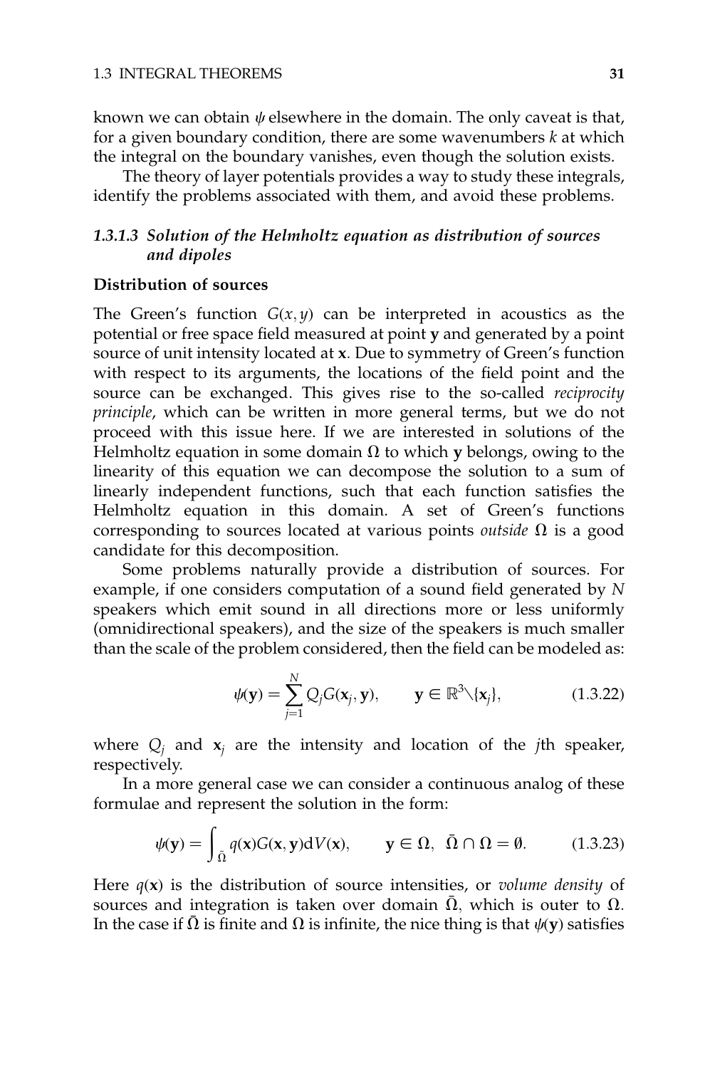known we can obtain $\psi$ elsewhere in the domain. The only caveat is that, for a given boundary condition, there are some wavenumbers $k$ at which the integral on the boundary vanishes, even though the solution exists.

The theory of layer potentials provides a way to study these integrals, identify the problems associated with them, and avoid these problems.

### *1.3.1.3 Solution of the Helmholtz equation as distribution of sources and dipoles*

**Distribution of sources**

The Green's function $G(x, y)$ can be interpreted in acoustics as the potential or free space field measured at point $\mathbf{y}$ and generated by a point source of unit intensity located at $\mathbf{x}$. Due to symmetry of Green's function with respect to its arguments, the locations of the field point and the source can be exchanged. This gives rise to the so-called *reciprocity principle*, which can be written in more general terms, but we do not proceed with this issue here. If we are interested in solutions of the Helmholtz equation in some domain $\Omega$ to which $\mathbf{y}$ belongs, owing to the linearity of this equation we can decompose the solution to a sum of linearly independent functions, such that each function satisfies the Helmholtz equation in this domain. A set of Green's functions corresponding to sources located at various points *outside* $\Omega$ is a good candidate for this decomposition.

Some problems naturally provide a distribution of sources. For example, if one considers computation of a sound field generated by $N$ speakers which emit sound in all directions more or less uniformly (omnidirectional speakers), and the size of the speakers is much smaller than the scale of the problem considered, then the field can be modeled as:

$$\psi(\mathbf{y}) = \sum_{j=1}^{N} Q_j G(\mathbf{x}_j, \mathbf{y}), \qquad \mathbf{y} \in \mathbb{R}^3 \backslash \{\mathbf{x}_j\}, \tag{1.3.22}$$

where $Q_j$ and $\mathbf{x}_j$ are the intensity and location of the $j$th speaker, respectively.

In a more general case we can consider a continuous analog of these formulae and represent the solution in the form:

$$\psi(\mathbf{y}) = \int_{\bar{\Omega}} q(\mathbf{x}) G(\mathbf{x}, \mathbf{y}) \mathrm{d}V(\mathbf{x}), \qquad \mathbf{y} \in \Omega, \;\; \bar{\Omega} \cap \Omega = \emptyset. \tag{1.3.23}$$

Here $q(\mathbf{x})$ is the distribution of source intensities, or *volume density* of sources and integration is taken over domain $\bar{\Omega}$, which is outer to $\Omega$. In the case if $\bar{\Omega}$ is finite and $\Omega$ is infinite, the nice thing is that $\psi(\mathbf{y})$ satisfies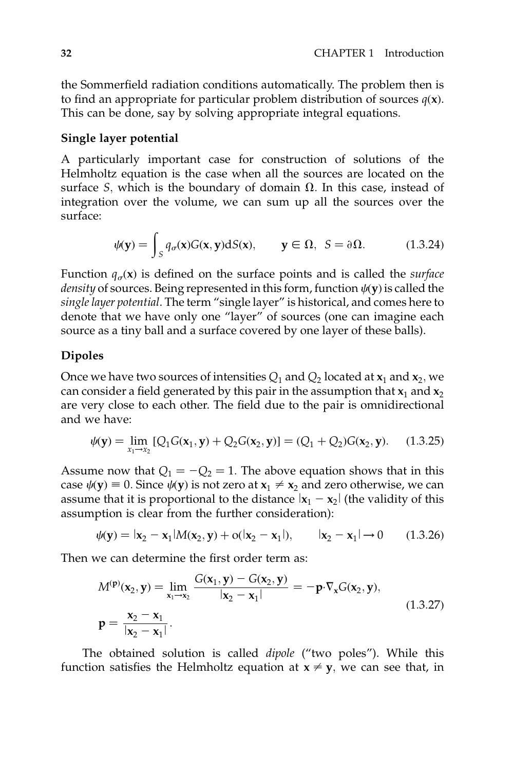the Sommerfield radiation conditions automatically. The problem then is to find an appropriate for particular problem distribution of sources $q(\mathbf{x})$. This can be done, say by solving appropriate integral equations.

### Single layer potential

A particularly important case for construction of solutions of the Helmholtz equation is the case when all the sources are located on the surface $S$, which is the boundary of domain $\Omega$. In this case, instead of integration over the volume, we can sum up all the sources over the surface:

$$\psi(\mathbf{y}) = \int_S q_\sigma(\mathbf{x}) G(\mathbf{x}, \mathbf{y}) \mathrm{d}S(\mathbf{x}), \qquad \mathbf{y} \in \Omega, \;\; S = \partial\Omega. \tag{1.3.24}$$

Function $q_\sigma(\mathbf{x})$ is defined on the surface points and is called the *surface density* of sources. Being represented in this form, function $\psi(\mathbf{y})$ is called the *single layer potential*. The term "single layer" is historical, and comes here to denote that we have only one "layer" of sources (one can imagine each source as a tiny ball and a surface covered by one layer of these balls).

### Dipoles

Once we have two sources of intensities $Q_1$ and $Q_2$ located at $\mathbf{x}_1$ and $\mathbf{x}_2$, we can consider a field generated by this pair in the assumption that $\mathbf{x}_1$ and $\mathbf{x}_2$ are very close to each other. The field due to the pair is omnidirectional and we have:

$$\psi(\mathbf{y}) = \lim_{x_1 \to x_2} [Q_1 G(\mathbf{x}_1, \mathbf{y}) + Q_2 G(\mathbf{x}_2, \mathbf{y})] = (Q_1 + Q_2) G(\mathbf{x}_2, \mathbf{y}). \tag{1.3.25}$$

Assume now that $Q_1 = -Q_2 = 1$. The above equation shows that in this case $\psi(\mathbf{y}) \equiv 0$. Since $\psi(\mathbf{y})$ is not zero at $\mathbf{x}_1 \neq \mathbf{x}_2$ and zero otherwise, we can assume that it is proportional to the distance $|\mathbf{x}_1 - \mathbf{x}_2|$ (the validity of this assumption is clear from the further consideration):

$$\psi(\mathbf{y}) = |\mathbf{x}_2 - \mathbf{x}_1| M(\mathbf{x}_2, \mathbf{y}) + \mathrm{o}(|\mathbf{x}_2 - \mathbf{x}_1|), \qquad |\mathbf{x}_2 - \mathbf{x}_1| \to 0 \tag{1.3.26}$$

Then we can determine the first order term as:

$$M^{(\mathbf{p})}(\mathbf{x}_2, \mathbf{y}) = \lim_{\mathbf{x}_1 \to \mathbf{x}_2} \frac{G(\mathbf{x}_1, \mathbf{y}) - G(\mathbf{x}_2, \mathbf{y})}{|\mathbf{x}_2 - \mathbf{x}_1|} = -\mathbf{p} \cdot \nabla_{\mathbf{x}} G(\mathbf{x}_2, \mathbf{y}),$$
$$\mathbf{p} = \frac{\mathbf{x}_2 - \mathbf{x}_1}{|\mathbf{x}_2 - \mathbf{x}_1|}. \tag{1.3.27}$$

The obtained solution is called *dipole* ("two poles"). While this function satisfies the Helmholtz equation at $\mathbf{x} \neq \mathbf{y}$, we can see that, in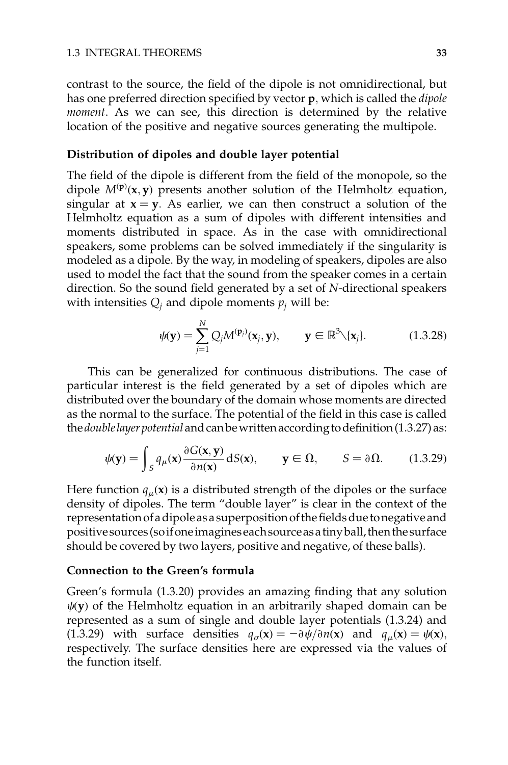contrast to the source, the field of the dipole is not omnidirectional, but has one preferred direction specified by vector $\mathbf{p}$, which is called the *dipole moment*. As we can see, this direction is determined by the relative location of the positive and negative sources generating the multipole.

### Distribution of dipoles and double layer potential

The field of the dipole is different from the field of the monopole, so the dipole $M^{(\mathbf{p})}(\mathbf{x}, \mathbf{y})$ presents another solution of the Helmholtz equation, singular at $\mathbf{x} = \mathbf{y}$. As earlier, we can then construct a solution of the Helmholtz equation as a sum of dipoles with different intensities and moments distributed in space. As in the case with omnidirectional speakers, some problems can be solved immediately if the singularity is modeled as a dipole. By the way, in modeling of speakers, dipoles are also used to model the fact that the sound from the speaker comes in a certain direction. So the sound field generated by a set of $N$-directional speakers with intensities $Q_j$ and dipole moments $p_j$ will be:

$$\psi(\mathbf{y}) = \sum_{j=1}^{N} Q_j M^{(\mathbf{p}_j)}(\mathbf{x}_j, \mathbf{y}), \qquad \mathbf{y} \in \mathbb{R}^3 \backslash \{\mathbf{x}_j\}. \tag{1.3.28}$$

This can be generalized for continuous distributions. The case of particular interest is the field generated by a set of dipoles which are distributed over the boundary of the domain whose moments are directed as the normal to the surface. The potential of the field in this case is called the *double layer potential* and can be written according to definition (1.3.27) as:

$$\psi(\mathbf{y}) = \int_S q_\mu(\mathbf{x}) \frac{\partial G(\mathbf{x}, \mathbf{y})}{\partial n(\mathbf{x})} \mathrm{d}S(\mathbf{x}), \qquad \mathbf{y} \in \Omega, \qquad S = \partial\Omega. \tag{1.3.29}$$

Here function $q_\mu(\mathbf{x})$ is a distributed strength of the dipoles or the surface density of dipoles. The term "double layer" is clear in the context of the representation of a dipole as a superposition of the fields due to negative and positive sources (so if one imagines each source as a tiny ball, then the surface should be covered by two layers, positive and negative, of these balls).

### Connection to the Green's formula

Green's formula (1.3.20) provides an amazing finding that any solution $\psi(\mathbf{y})$ of the Helmholtz equation in an arbitrarily shaped domain can be represented as a sum of single and double layer potentials (1.3.24) and (1.3.29) with surface densities $q_\sigma(\mathbf{x}) = -\partial\psi/\partial n(\mathbf{x})$ and $q_\mu(\mathbf{x}) = \psi(\mathbf{x})$, respectively. The surface densities here are expressed via the values of the function itself.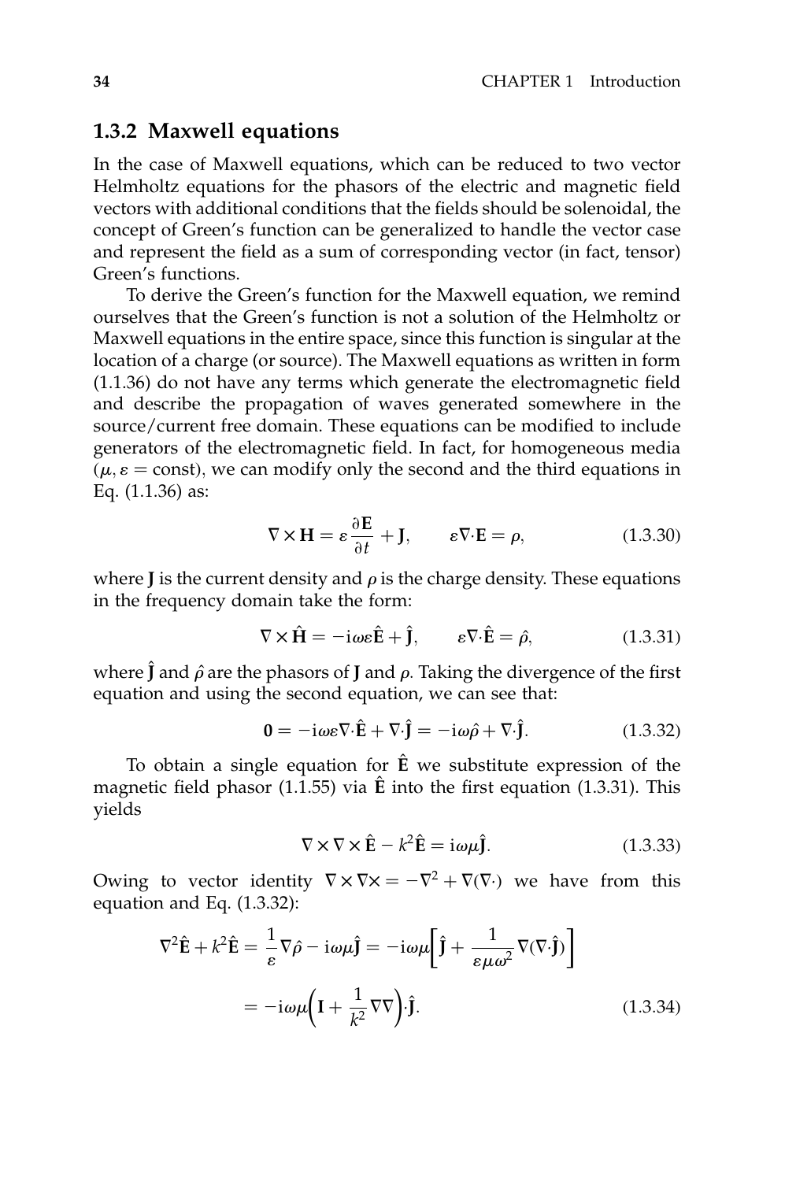### 1.3.2 Maxwell equations

In the case of Maxwell equations, which can be reduced to two vector Helmholtz equations for the phasors of the electric and magnetic field vectors with additional conditions that the fields should be solenoidal, the concept of Green's function can be generalized to handle the vector case and represent the field as a sum of corresponding vector (in fact, tensor) Green's functions.

To derive the Green's function for the Maxwell equation, we remind ourselves that the Green's function is not a solution of the Helmholtz or Maxwell equations in the entire space, since this function is singular at the location of a charge (or source). The Maxwell equations as written in form (1.1.36) do not have any terms which generate the electromagnetic field and describe the propagation of waves generated somewhere in the source/current free domain. These equations can be modified to include generators of the electromagnetic field. In fact, for homogeneous media ($\mu, \varepsilon = \text{const}$), we can modify only the second and the third equations in Eq. (1.1.36) as:

$$\nabla \times \mathbf{H} = \varepsilon \frac{\partial \mathbf{E}}{\partial t} + \mathbf{J}, \qquad \varepsilon \nabla \cdot \mathbf{E} = \rho, \tag{1.3.30}$$

where $\mathbf{J}$ is the current density and $\rho$ is the charge density. These equations in the frequency domain take the form:

$$\nabla \times \hat{\mathbf{H}} = -\mathrm{i}\omega\varepsilon \hat{\mathbf{E}} + \hat{\mathbf{J}}, \qquad \varepsilon \nabla \cdot \hat{\mathbf{E}} = \hat{\rho}, \tag{1.3.31}$$

where $\hat{\mathbf{J}}$ and $\hat{\rho}$ are the phasors of $\mathbf{J}$ and $\rho$. Taking the divergence of the first equation and using the second equation, we can see that:

$$\mathbf{0} = -\mathrm{i}\omega\varepsilon \nabla \cdot \hat{\mathbf{E}} + \nabla \cdot \hat{\mathbf{J}} = -\mathrm{i}\omega\hat{\rho} + \nabla \cdot \hat{\mathbf{J}}. \tag{1.3.32}$$

To obtain a single equation for $\hat{\mathbf{E}}$ we substitute expression of the magnetic field phasor (1.1.55) via $\hat{\mathbf{E}}$ into the first equation (1.3.31). This yields

$$\nabla \times \nabla \times \hat{\mathbf{E}} - k^2 \hat{\mathbf{E}} = \mathrm{i}\omega\mu \hat{\mathbf{J}}. \tag{1.3.33}$$

Owing to vector identity $\nabla \times \nabla \times = -\nabla^2 + \nabla(\nabla \cdot)$ we have from this equation and Eq. (1.3.32):

$$\begin{aligned}
\nabla^2 \hat{\mathbf{E}} + k^2 \hat{\mathbf{E}} &= \frac{1}{\varepsilon} \nabla \hat{\rho} - \mathrm{i}\omega\mu \hat{\mathbf{J}} = -\mathrm{i}\omega\mu \left[ \hat{\mathbf{J}} + \frac{1}{\varepsilon\mu\omega^2} \nabla(\nabla \cdot \hat{\mathbf{J}}) \right] \\
&= -\mathrm{i}\omega\mu \left( \mathbf{I} + \frac{1}{k^2} \nabla\nabla \right) \cdot \hat{\mathbf{J}}.
\end{aligned} \tag{1.3.34}$$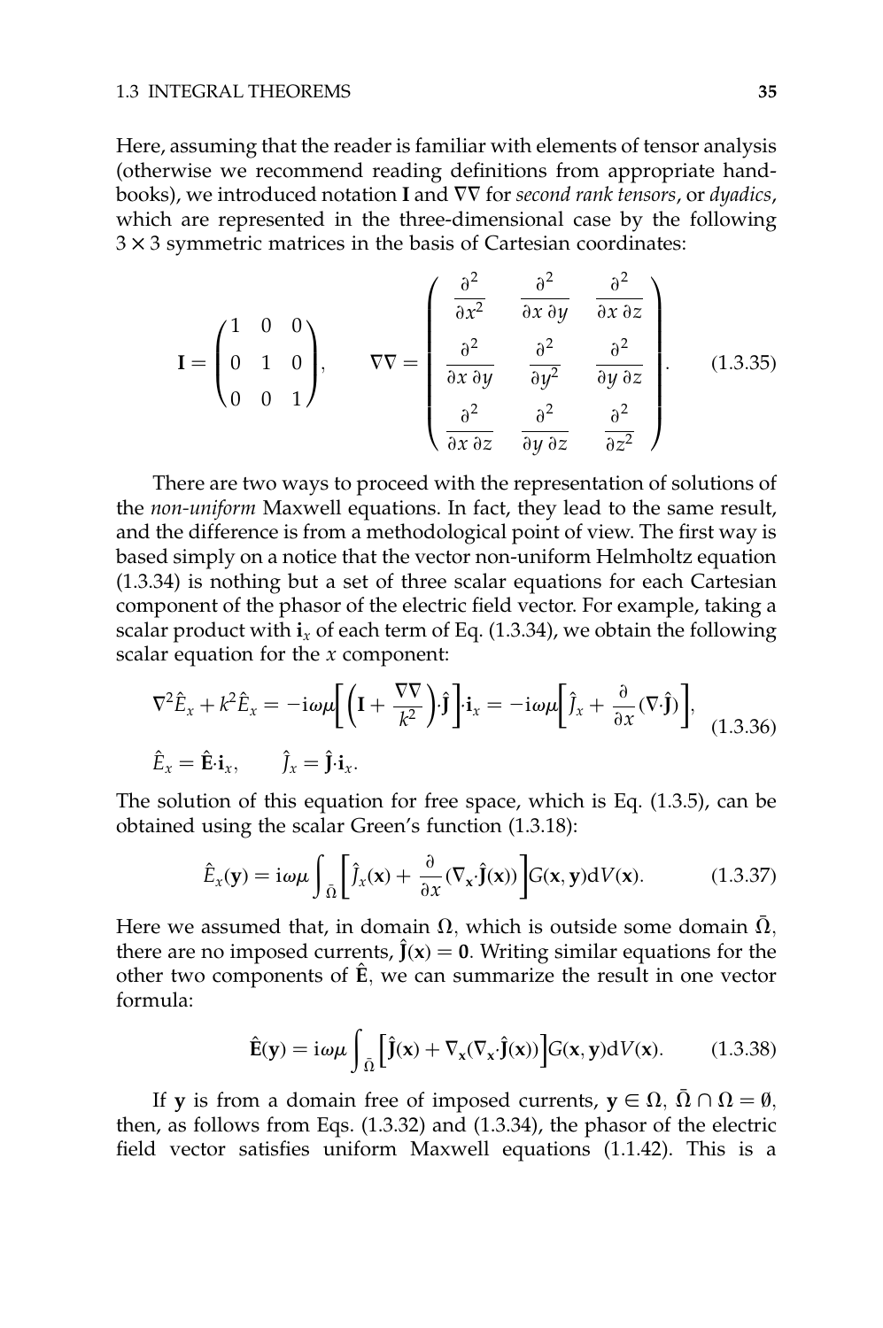Here, assuming that the reader is familiar with elements of tensor analysis (otherwise we recommend reading definitions from appropriate handbooks), we introduced notation $\mathbf{I}$ and $\nabla\nabla$ for *second rank tensors*, or *dyadics*, which are represented in the three-dimensional case by the following $3 \times 3$ symmetric matrices in the basis of Cartesian coordinates:

$$
\mathbf{I} = \begin{pmatrix} 1 & 0 & 0 \\ 0 & 1 & 0 \\ 0 & 0 & 1 \end{pmatrix}, \qquad \nabla\nabla = \begin{pmatrix} \dfrac{\partial^2}{\partial x^2} & \dfrac{\partial^2}{\partial x\,\partial y} & \dfrac{\partial^2}{\partial x\,\partial z} \\ \dfrac{\partial^2}{\partial x\,\partial y} & \dfrac{\partial^2}{\partial y^2} & \dfrac{\partial^2}{\partial y\,\partial z} \\ \dfrac{\partial^2}{\partial x\,\partial z} & \dfrac{\partial^2}{\partial y\,\partial z} & \dfrac{\partial^2}{\partial z^2} \end{pmatrix}. \tag{1.3.35}
$$

There are two ways to proceed with the representation of solutions of the *non-uniform* Maxwell equations. In fact, they lead to the same result, and the difference is from a methodological point of view. The first way is based simply on a notice that the vector non-uniform Helmholtz equation (1.3.34) is nothing but a set of three scalar equations for each Cartesian component of the phasor of the electric field vector. For example, taking a scalar product with $\mathbf{i}_x$ of each term of Eq. (1.3.34), we obtain the following scalar equation for the $x$ component:

$$
\begin{aligned}
&\nabla^2 \hat{E}_x + k^2 \hat{E}_x = -\mathrm{i}\omega\mu\left[\left(\mathbf{I} + \frac{\nabla\nabla}{k^2}\right)\cdot\hat{\mathbf{J}}\right]\cdot\mathbf{i}_x = -\mathrm{i}\omega\mu\left[\hat{J}_x + \frac{\partial}{\partial x}(\nabla\cdot\hat{\mathbf{J}})\right], \\
&\hat{E}_x = \hat{\mathbf{E}}\cdot\mathbf{i}_x, \qquad \hat{J}_x = \hat{\mathbf{J}}\cdot\mathbf{i}_x.
\end{aligned} \tag{1.3.36}
$$

The solution of this equation for free space, which is Eq. (1.3.5), can be obtained using the scalar Green's function (1.3.18):

$$
\hat{E}_x(\mathbf{y}) = \mathrm{i}\omega\mu \int_{\bar{\Omega}} \left[\hat{J}_x(\mathbf{x}) + \frac{\partial}{\partial x}(\nabla_{\mathbf{x}}\cdot\hat{\mathbf{J}}(\mathbf{x}))\right] G(\mathbf{x}, \mathbf{y})\mathrm{d}V(\mathbf{x}). \tag{1.3.37}
$$

Here we assumed that, in domain $\Omega$, which is outside some domain $\bar{\Omega}$, there are no imposed currents, $\hat{\mathbf{J}}(\mathbf{x}) = \mathbf{0}$. Writing similar equations for the other two components of $\hat{\mathbf{E}}$, we can summarize the result in one vector formula:

$$
\hat{\mathbf{E}}(\mathbf{y}) = \mathrm{i}\omega\mu \int_{\bar{\Omega}} \left[\hat{\mathbf{J}}(\mathbf{x}) + \nabla_{\mathbf{x}}(\nabla_{\mathbf{x}}\cdot\hat{\mathbf{J}}(\mathbf{x}))\right] G(\mathbf{x}, \mathbf{y})\mathrm{d}V(\mathbf{x}). \tag{1.3.38}
$$

If $\mathbf{y}$ is from a domain free of imposed currents, $\mathbf{y} \in \Omega$, $\bar{\Omega} \cap \Omega = \emptyset$, then, as follows from Eqs. (1.3.32) and (1.3.34), the phasor of the electric field vector satisfies uniform Maxwell equations (1.1.42). This is a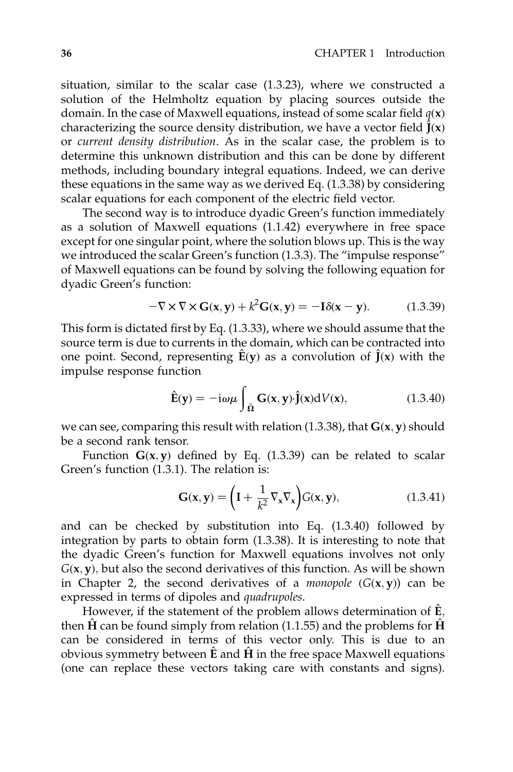situation, similar to the scalar case (1.3.23), where we constructed a solution of the Helmholtz equation by placing sources outside the domain. In the case of Maxwell equations, instead of some scalar field $q(\mathbf{x})$ characterizing the source density distribution, we have a vector field $\hat{\mathbf{J}}(\mathbf{x})$ or *current density distribution*. As in the scalar case, the problem is to determine this unknown distribution and this can be done by different methods, including boundary integral equations. Indeed, we can derive these equations in the same way as we derived Eq. (1.3.38) by considering scalar equations for each component of the electric field vector.

The second way is to introduce dyadic Green's function immediately as a solution of Maxwell equations (1.1.42) everywhere in free space except for one singular point, where the solution blows up. This is the way we introduced the scalar Green's function (1.3.3). The "impulse response" of Maxwell equations can be found by solving the following equation for dyadic Green's function:

$$-\nabla \times \nabla \times \mathbf{G}(\mathbf{x},\mathbf{y}) + k^2\mathbf{G}(\mathbf{x},\mathbf{y}) = -\mathbf{I}\delta(\mathbf{x}-\mathbf{y}). \qquad (1.3.39)$$

This form is dictated first by Eq. (1.3.33), where we should assume that the source term is due to currents in the domain, which can be contracted into one point. Second, representing $\hat{\mathbf{E}}(\mathbf{y})$ as a convolution of $\hat{\mathbf{J}}(\mathbf{x})$ with the impulse response function

$$\hat{\mathbf{E}}(\mathbf{y}) = -\mathrm{i}\omega\mu \int_{\bar{\Omega}} \mathbf{G}(\mathbf{x},\mathbf{y})\cdot\hat{\mathbf{J}}(\mathbf{x})\mathrm{d}V(\mathbf{x}), \qquad (1.3.40)$$

we can see, comparing this result with relation (1.3.38), that $\mathbf{G}(\mathbf{x},\mathbf{y})$ should be a second rank tensor.

Function $\mathbf{G}(\mathbf{x},\mathbf{y})$ defined by Eq. (1.3.39) can be related to scalar Green's function (1.3.1). The relation is:

$$\mathbf{G}(\mathbf{x},\mathbf{y}) = \left(\mathbf{I} + \frac{1}{k^2}\nabla_{\mathbf{x}}\nabla_{\mathbf{x}}\right)G(\mathbf{x},\mathbf{y}), \qquad (1.3.41)$$

and can be checked by substitution into Eq. (1.3.40) followed by integration by parts to obtain form (1.3.38). It is interesting to note that the dyadic Green's function for Maxwell equations involves not only $G(\mathbf{x},\mathbf{y})$, but also the second derivatives of this function. As will be shown in Chapter 2, the second derivatives of a *monopole* ($G(\mathbf{x},\mathbf{y})$) can be expressed in terms of dipoles and *quadrupoles*.

However, if the statement of the problem allows determination of $\hat{\mathbf{E}}$, then $\hat{\mathbf{H}}$ can be found simply from relation (1.1.55) and the problems for $\hat{\mathbf{H}}$ can be considered in terms of this vector only. This is due to an obvious symmetry between $\hat{\mathbf{E}}$ and $\hat{\mathbf{H}}$ in the free space Maxwell equations (one can replace these vectors taking care with constants and signs).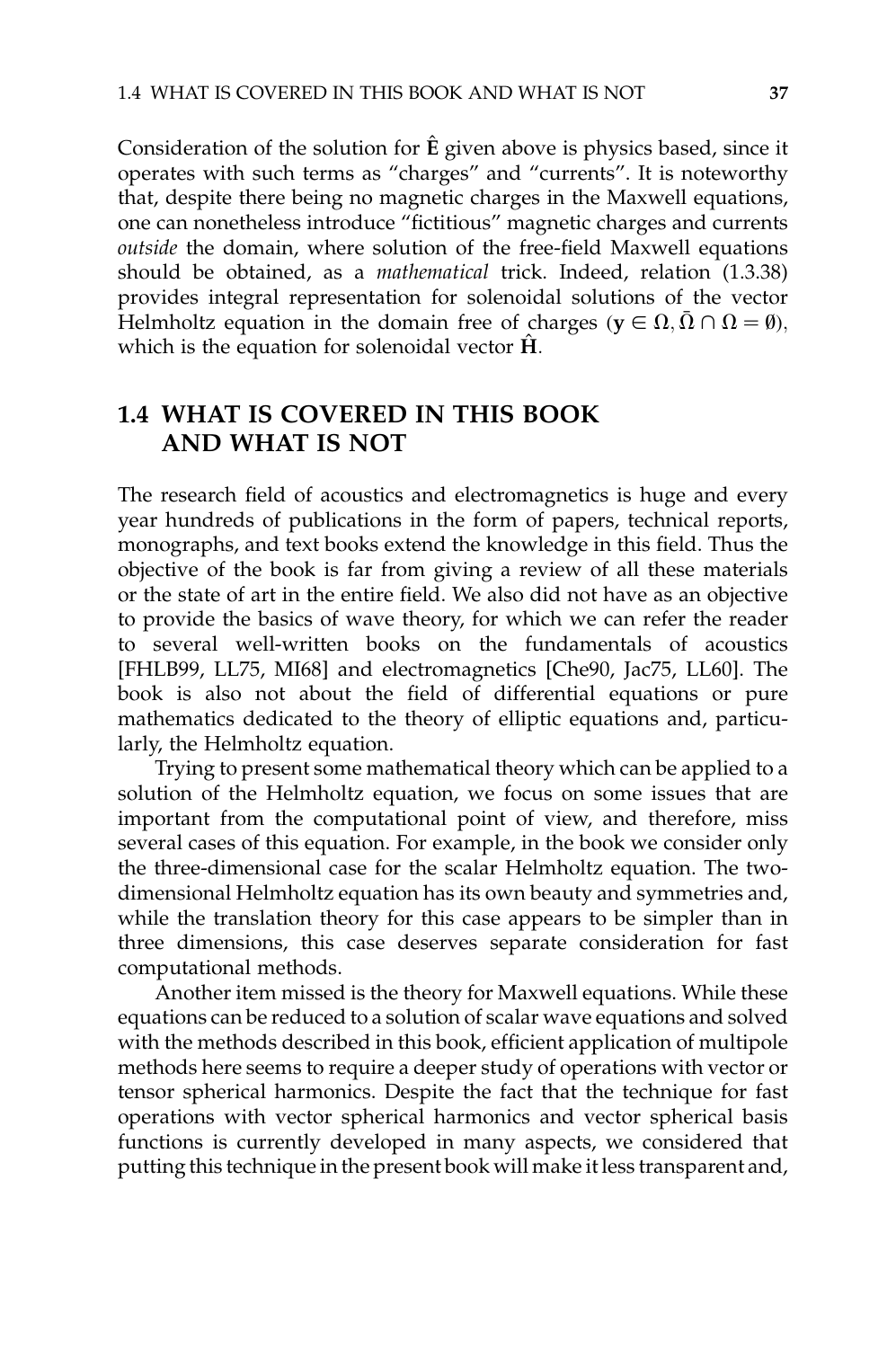Consideration of the solution for $\hat{\mathbf{E}}$ given above is physics based, since it operates with such terms as "charges" and "currents". It is noteworthy that, despite there being no magnetic charges in the Maxwell equations, one can nonetheless introduce "fictitious" magnetic charges and currents *outside* the domain, where solution of the free-field Maxwell equations should be obtained, as a *mathematical* trick. Indeed, relation (1.3.38) provides integral representation for solenoidal solutions of the vector Helmholtz equation in the domain free of charges ($\mathbf{y} \in \Omega, \bar{\Omega} \cap \Omega = \emptyset$), which is the equation for solenoidal vector $\hat{\mathbf{H}}$.

## 1.4 WHAT IS COVERED IN THIS BOOK AND WHAT IS NOT

The research field of acoustics and electromagnetics is huge and every year hundreds of publications in the form of papers, technical reports, monographs, and text books extend the knowledge in this field. Thus the objective of the book is far from giving a review of all these materials or the state of art in the entire field. We also did not have as an objective to provide the basics of wave theory, for which we can refer the reader to several well-written books on the fundamentals of acoustics [FHLB99, LL75, MI68] and electromagnetics [Che90, Jac75, LL60]. The book is also not about the field of differential equations or pure mathematics dedicated to the theory of elliptic equations and, particularly, the Helmholtz equation.

Trying to present some mathematical theory which can be applied to a solution of the Helmholtz equation, we focus on some issues that are important from the computational point of view, and therefore, miss several cases of this equation. For example, in the book we consider only the three-dimensional case for the scalar Helmholtz equation. The two-dimensional Helmholtz equation has its own beauty and symmetries and, while the translation theory for this case appears to be simpler than in three dimensions, this case deserves separate consideration for fast computational methods.

Another item missed is the theory for Maxwell equations. While these equations can be reduced to a solution of scalar wave equations and solved with the methods described in this book, efficient application of multipole methods here seems to require a deeper study of operations with vector or tensor spherical harmonics. Despite the fact that the technique for fast operations with vector spherical harmonics and vector spherical basis functions is currently developed in many aspects, we considered that putting this technique in the present book will make it less transparent and,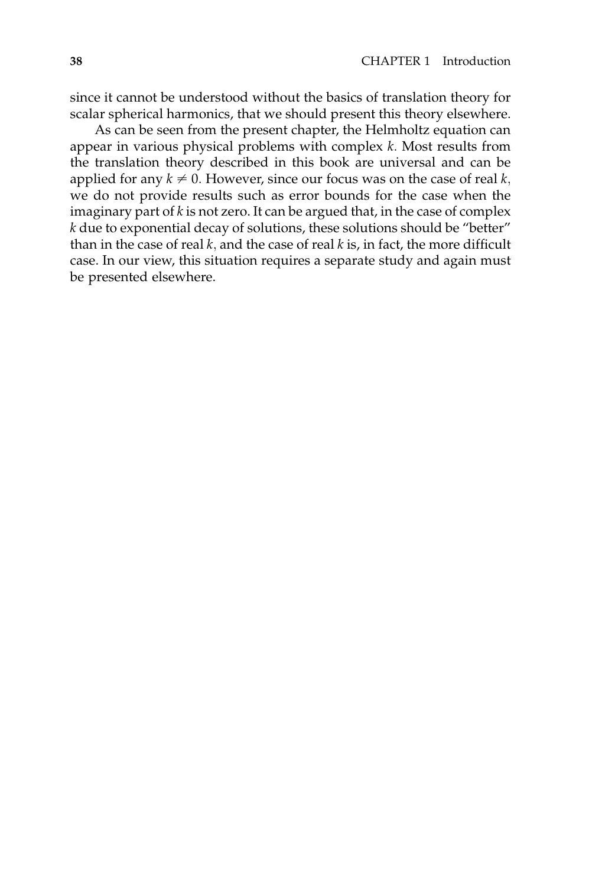since it cannot be understood without the basics of translation theory for scalar spherical harmonics, that we should present this theory elsewhere.

As can be seen from the present chapter, the Helmholtz equation can appear in various physical problems with complex $k$. Most results from the translation theory described in this book are universal and can be applied for any $k \neq 0$. However, since our focus was on the case of real $k$, we do not provide results such as error bounds for the case when the imaginary part of $k$ is not zero. It can be argued that, in the case of complex $k$ due to exponential decay of solutions, these solutions should be "better" than in the case of real $k$, and the case of real $k$ is, in fact, the more difficult case. In our view, this situation requires a separate study and again must be presented elsewhere.